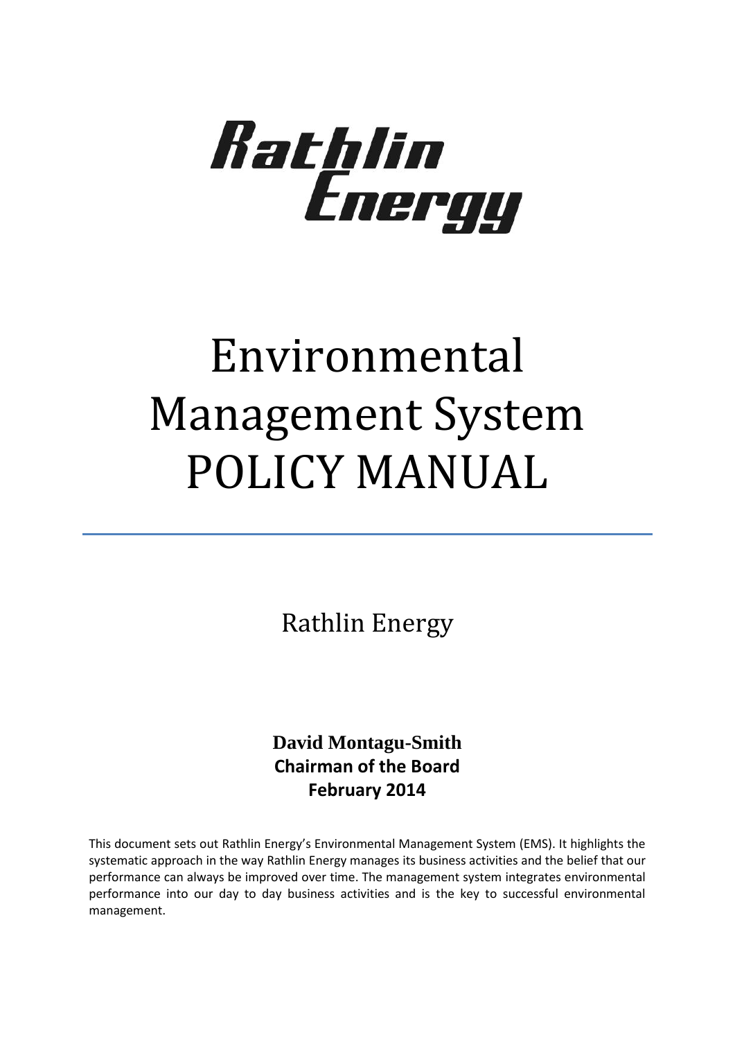Rathlin Energy

# Environmental Management System POLICY MANUAL

Rathlin Energy

**David Montagu-Smith**
**Chairman of the Board**
**February 2014**

This document sets out Rathlin Energy's Environmental Management System (EMS). It highlights the systematic approach in the way Rathlin Energy manages its business activities and the belief that our performance can always be improved over time. The management system integrates environmental performance into our day to day business activities and is the key to successful environmental management.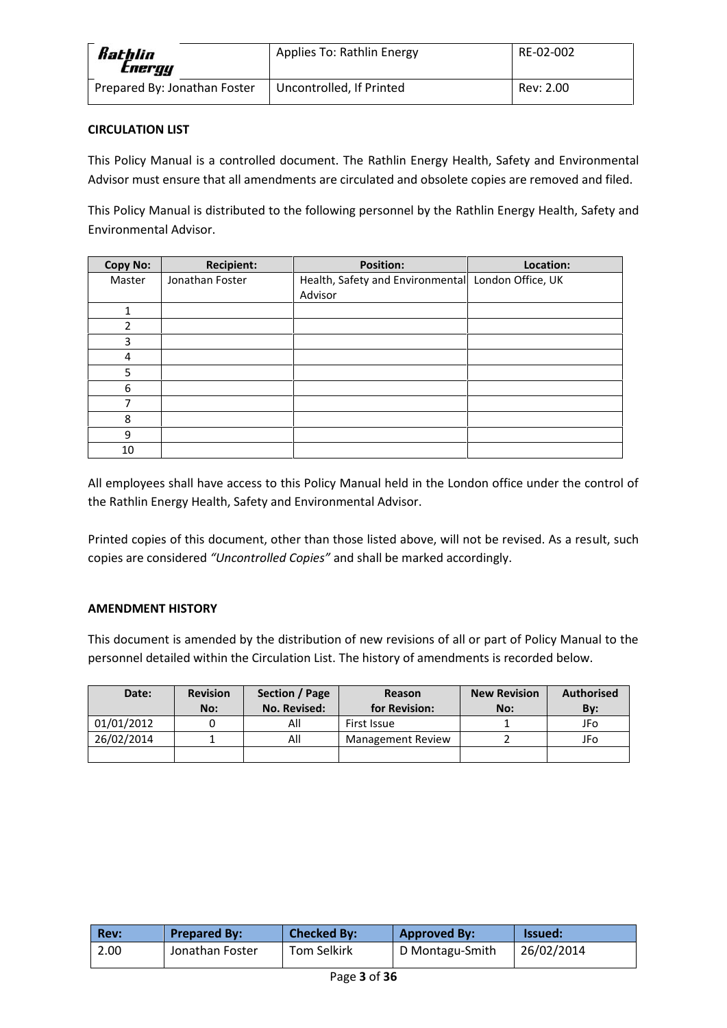**CIRCULATION LIST**

This Policy Manual is a controlled document. The Rathlin Energy Health, Safety and Environmental Advisor must ensure that all amendments are circulated and obsolete copies are removed and filed.

This Policy Manual is distributed to the following personnel by the Rathlin Energy Health, Safety and Environmental Advisor.

| Copy No: | Recipient: | Position: | Location: |
|---|---|---|---|
| Master | Jonathan Foster | Health, Safety and Environmental Advisor | London Office, UK |
| 1 | | | |
| 2 | | | |
| 3 | | | |
| 4 | | | |
| 5 | | | |
| 6 | | | |
| 7 | | | |
| 8 | | | |
| 9 | | | |
| 10 | | | |

All employees shall have access to this Policy Manual held in the London office under the control of the Rathlin Energy Health, Safety and Environmental Advisor.

Printed copies of this document, other than those listed above, will not be revised. As a result, such copies are considered *"Uncontrolled Copies"* and shall be marked accordingly.

**AMENDMENT HISTORY**

This document is amended by the distribution of new revisions of all or part of Policy Manual to the personnel detailed within the Circulation List. The history of amendments is recorded below.

| Date: | Revision No: | Section / Page No. Revised: | Reason for Revision: | New Revision No: | Authorised By: |
|---|---|---|---|---|---|
| 01/01/2012 | 0 | All | First Issue | 1 | JFo |
| 26/02/2014 | 1 | All | Management Review | 2 | JFo |
| | | | | | |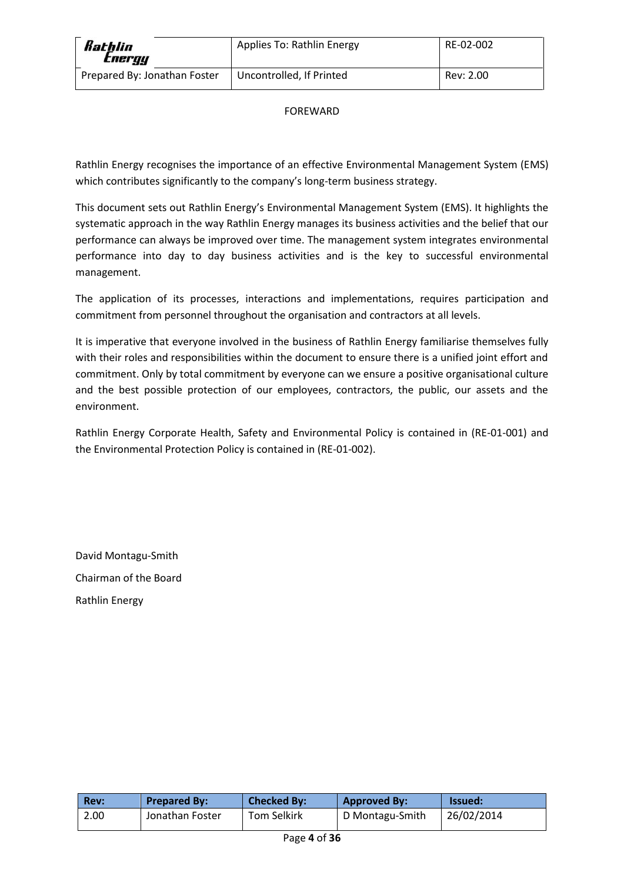# FOREWARD

Rathlin Energy recognises the importance of an effective Environmental Management System (EMS) which contributes significantly to the company's long-term business strategy.

This document sets out Rathlin Energy's Environmental Management System (EMS). It highlights the systematic approach in the way Rathlin Energy manages its business activities and the belief that our performance can always be improved over time. The management system integrates environmental performance into day to day business activities and is the key to successful environmental management.

The application of its processes, interactions and implementations, requires participation and commitment from personnel throughout the organisation and contractors at all levels.

It is imperative that everyone involved in the business of Rathlin Energy familiarise themselves fully with their roles and responsibilities within the document to ensure there is a unified joint effort and commitment. Only by total commitment by everyone can we ensure a positive organisational culture and the best possible protection of our employees, contractors, the public, our assets and the environment.

Rathlin Energy Corporate Health, Safety and Environmental Policy is contained in (RE-01-001) and the Environmental Protection Policy is contained in (RE-01-002).

David Montagu-Smith

Chairman of the Board

Rathlin Energy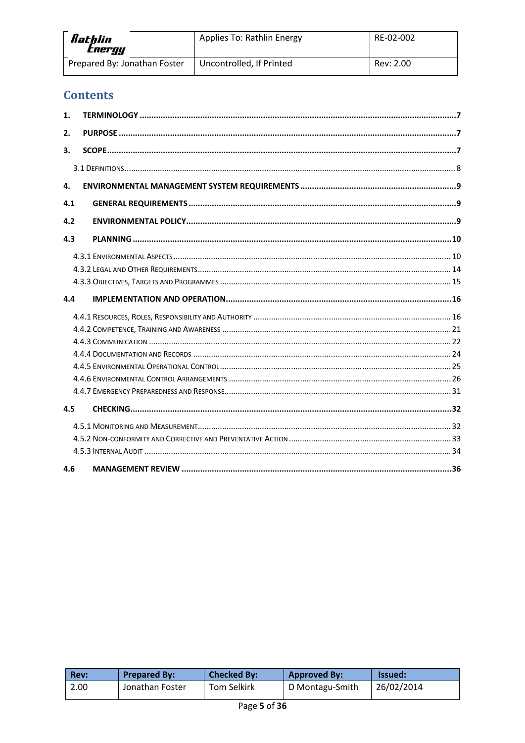## Contents

**1. TERMINOLOGY .......... 7**

**2. PURPOSE .......... 7**

**3. SCOPE .......... 7**

3.1 Definitions .......... 8

**4. ENVIRONMENTAL MANAGEMENT SYSTEM REQUIREMENTS .......... 9**

**4.1 GENERAL REQUIREMENTS .......... 9**

**4.2 ENVIRONMENTAL POLICY .......... 9**

**4.3 PLANNING .......... 10**

4.3.1 Environmental Aspects .......... 10
4.3.2 Legal and Other Requirements .......... 14
4.3.3 Objectives, Targets and Programmes .......... 15

**4.4 IMPLEMENTATION AND OPERATION .......... 16**

4.4.1 Resources, Roles, Responsibility and Authority .......... 16
4.4.2 Competence, Training and Awareness .......... 21
4.4.3 Communication .......... 22
4.4.4 Documentation and Records .......... 24
4.4.5 Environmental Operational Control .......... 25
4.4.6 Environmental Control Arrangements .......... 26
4.4.7 Emergency Preparedness and Response .......... 31

**4.5 CHECKING .......... 32**

4.5.1 Monitoring and Measurement .......... 32
4.5.2 Non-conformity and Corrective and Preventative Action .......... 33
4.5.3 Internal Audit .......... 34

**4.6 MANAGEMENT REVIEW .......... 36**

| Rev: | Prepared By: | Checked By: | Approved By: | Issued: |
|---|---|---|---|---|
| 2.00 | Jonathan Foster | Tom Selkirk | D Montagu-Smith | 26/02/2014 |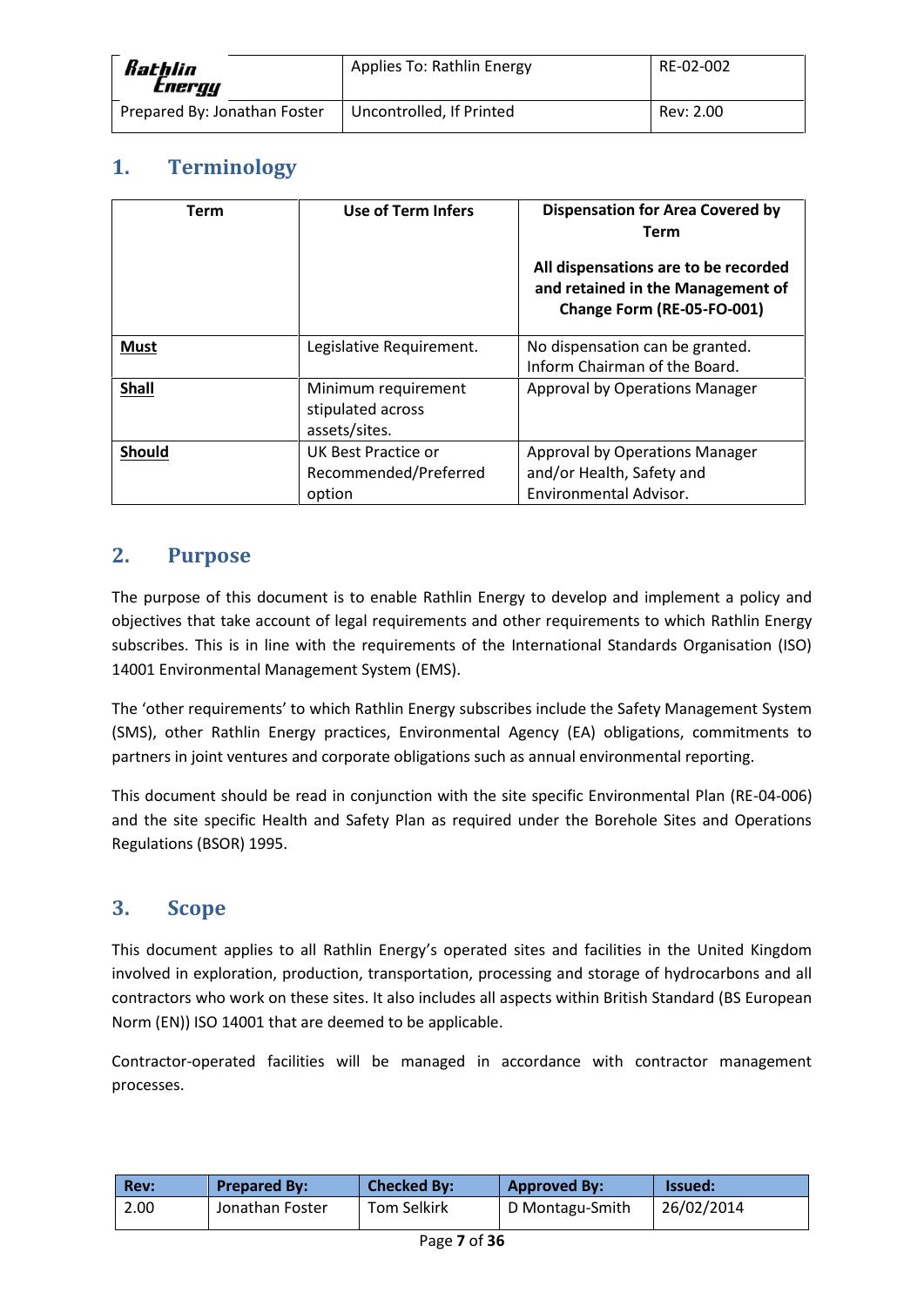## 1. Terminology

| Term | Use of Term Infers | Dispensation for Area Covered by Term<br><br>All dispensations are to be recorded and retained in the Management of Change Form (RE-05-FO-001) |
|---|---|---|
| **Must** | Legislative Requirement. | No dispensation can be granted. Inform Chairman of the Board. |
| **Shall** | Minimum requirement stipulated across assets/sites. | Approval by Operations Manager |
| **Should** | UK Best Practice or Recommended/Preferred option | Approval by Operations Manager and/or Health, Safety and Environmental Advisor. |

## 2. Purpose

The purpose of this document is to enable Rathlin Energy to develop and implement a policy and objectives that take account of legal requirements and other requirements to which Rathlin Energy subscribes. This is in line with the requirements of the International Standards Organisation (ISO) 14001 Environmental Management System (EMS).

The 'other requirements' to which Rathlin Energy subscribes include the Safety Management System (SMS), other Rathlin Energy practices, Environmental Agency (EA) obligations, commitments to partners in joint ventures and corporate obligations such as annual environmental reporting.

This document should be read in conjunction with the site specific Environmental Plan (RE-04-006) and the site specific Health and Safety Plan as required under the Borehole Sites and Operations Regulations (BSOR) 1995.

## 3. Scope

This document applies to all Rathlin Energy's operated sites and facilities in the United Kingdom involved in exploration, production, transportation, processing and storage of hydrocarbons and all contractors who work on these sites. It also includes all aspects within British Standard (BS European Norm (EN)) ISO 14001 that are deemed to be applicable.

Contractor-operated facilities will be managed in accordance with contractor management processes.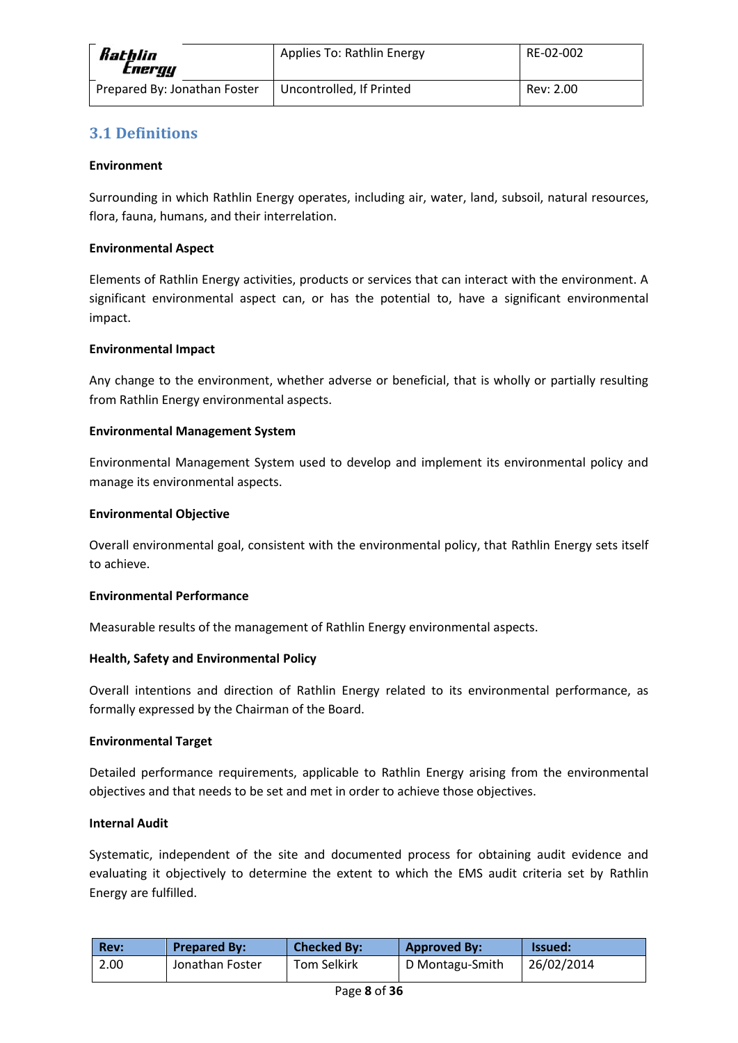## 3.1 Definitions

**Environment**

Surrounding in which Rathlin Energy operates, including air, water, land, subsoil, natural resources, flora, fauna, humans, and their interrelation.

**Environmental Aspect**

Elements of Rathlin Energy activities, products or services that can interact with the environment. A significant environmental aspect can, or has the potential to, have a significant environmental impact.

**Environmental Impact**

Any change to the environment, whether adverse or beneficial, that is wholly or partially resulting from Rathlin Energy environmental aspects.

**Environmental Management System**

Environmental Management System used to develop and implement its environmental policy and manage its environmental aspects.

**Environmental Objective**

Overall environmental goal, consistent with the environmental policy, that Rathlin Energy sets itself to achieve.

**Environmental Performance**

Measurable results of the management of Rathlin Energy environmental aspects.

**Health, Safety and Environmental Policy**

Overall intentions and direction of Rathlin Energy related to its environmental performance, as formally expressed by the Chairman of the Board.

**Environmental Target**

Detailed performance requirements, applicable to Rathlin Energy arising from the environmental objectives and that needs to be set and met in order to achieve those objectives.

**Internal Audit**

Systematic, independent of the site and documented process for obtaining audit evidence and evaluating it objectively to determine the extent to which the EMS audit criteria set by Rathlin Energy are fulfilled.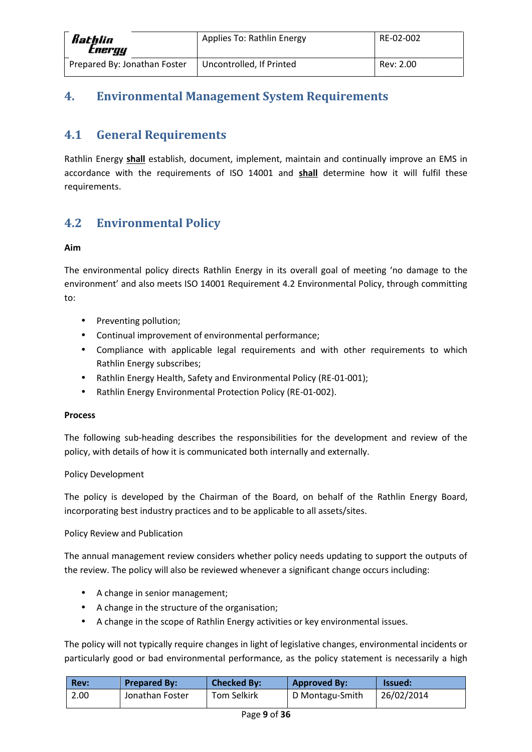# 4. Environmental Management System Requirements

## 4.1 General Requirements

Rathlin Energy **shall** establish, document, implement, maintain and continually improve an EMS in accordance with the requirements of ISO 14001 and **shall** determine how it will fulfil these requirements.

## 4.2 Environmental Policy

**Aim**

The environmental policy directs Rathlin Energy in its overall goal of meeting 'no damage to the environment' and also meets ISO 14001 Requirement 4.2 Environmental Policy, through committing to:

- Preventing pollution;
- Continual improvement of environmental performance;
- Compliance with applicable legal requirements and with other requirements to which Rathlin Energy subscribes;
- Rathlin Energy Health, Safety and Environmental Policy (RE-01-001);
- Rathlin Energy Environmental Protection Policy (RE-01-002).

**Process**

The following sub-heading describes the responsibilities for the development and review of the policy, with details of how it is communicated both internally and externally.

Policy Development

The policy is developed by the Chairman of the Board, on behalf of the Rathlin Energy Board, incorporating best industry practices and to be applicable to all assets/sites.

Policy Review and Publication

The annual management review considers whether policy needs updating to support the outputs of the review. The policy will also be reviewed whenever a significant change occurs including:

- A change in senior management;
- A change in the structure of the organisation;
- A change in the scope of Rathlin Energy activities or key environmental issues.

The policy will not typically require changes in light of legislative changes, environmental incidents or particularly good or bad environmental performance, as the policy statement is necessarily a high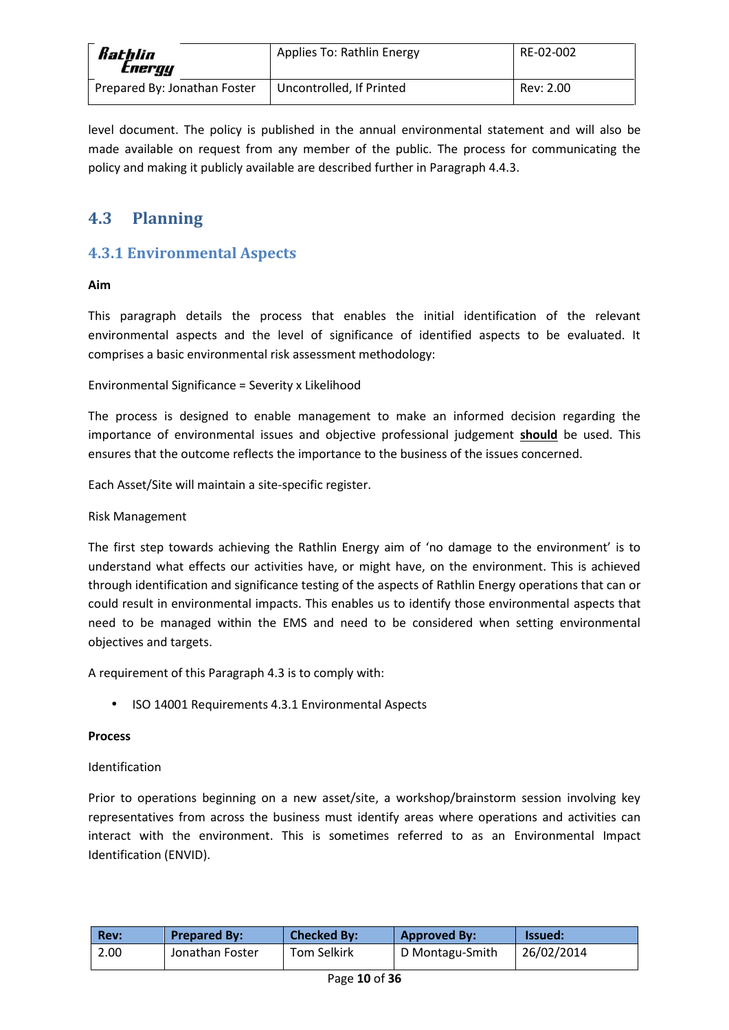level document. The policy is published in the annual environmental statement and will also be made available on request from any member of the public. The process for communicating the policy and making it publicly available are described further in Paragraph 4.4.3.

## 4.3 Planning

### 4.3.1 Environmental Aspects

**Aim**

This paragraph details the process that enables the initial identification of the relevant environmental aspects and the level of significance of identified aspects to be evaluated. It comprises a basic environmental risk assessment methodology:

Environmental Significance = Severity x Likelihood

The process is designed to enable management to make an informed decision regarding the importance of environmental issues and objective professional judgement **should** be used. This ensures that the outcome reflects the importance to the business of the issues concerned.

Each Asset/Site will maintain a site-specific register.

Risk Management

The first step towards achieving the Rathlin Energy aim of 'no damage to the environment' is to understand what effects our activities have, or might have, on the environment. This is achieved through identification and significance testing of the aspects of Rathlin Energy operations that can or could result in environmental impacts. This enables us to identify those environmental aspects that need to be managed within the EMS and need to be considered when setting environmental objectives and targets.

A requirement of this Paragraph 4.3 is to comply with:

- ISO 14001 Requirements 4.3.1 Environmental Aspects

**Process**

Identification

Prior to operations beginning on a new asset/site, a workshop/brainstorm session involving key representatives from across the business must identify areas where operations and activities can interact with the environment. This is sometimes referred to as an Environmental Impact Identification (ENVID).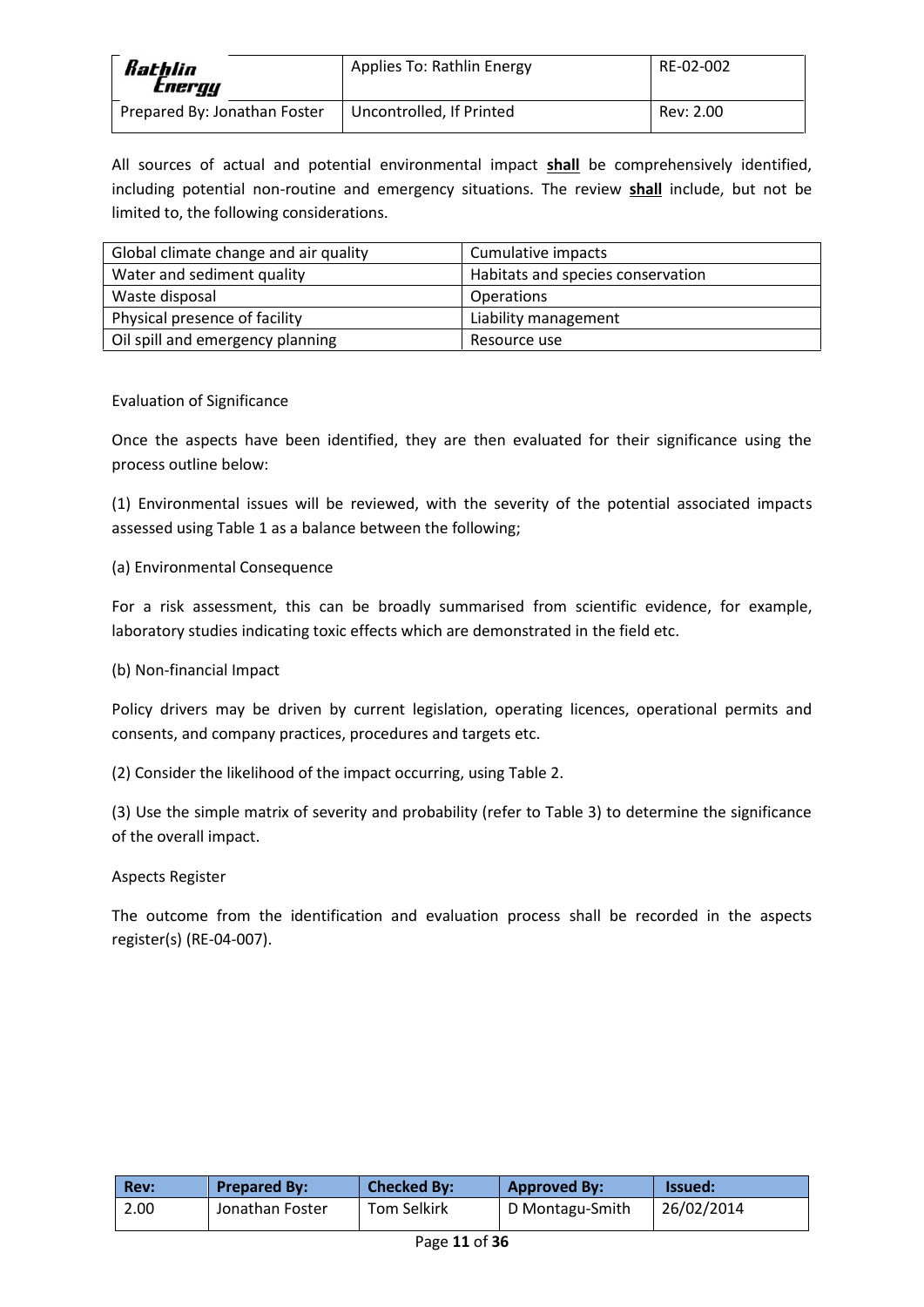All sources of actual and potential environmental impact **shall** be comprehensively identified, including potential non-routine and emergency situations. The review **shall** include, but not be limited to, the following considerations.

| | |
|---|---|
| Global climate change and air quality | Cumulative impacts |
| Water and sediment quality | Habitats and species conservation |
| Waste disposal | Operations |
| Physical presence of facility | Liability management |
| Oil spill and emergency planning | Resource use |

Evaluation of Significance

Once the aspects have been identified, they are then evaluated for their significance using the process outline below:

(1) Environmental issues will be reviewed, with the severity of the potential associated impacts assessed using Table 1 as a balance between the following;

(a) Environmental Consequence

For a risk assessment, this can be broadly summarised from scientific evidence, for example, laboratory studies indicating toxic effects which are demonstrated in the field etc.

(b) Non-financial Impact

Policy drivers may be driven by current legislation, operating licences, operational permits and consents, and company practices, procedures and targets etc.

(2) Consider the likelihood of the impact occurring, using Table 2.

(3) Use the simple matrix of severity and probability (refer to Table 3) to determine the significance of the overall impact.

Aspects Register

The outcome from the identification and evaluation process shall be recorded in the aspects register(s) (RE-04-007).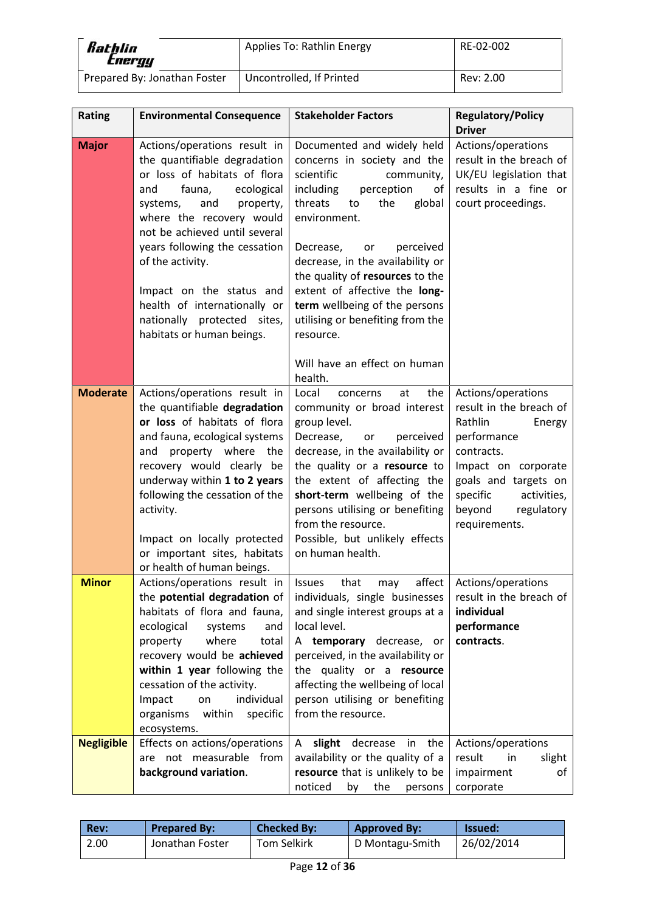| Rating | Environmental Consequence | Stakeholder Factors | Regulatory/Policy Driver |
|---|---|---|---|
| **Major** | Actions/operations result in the quantifiable degradation or loss of habitats of flora and fauna, ecological systems, and property, where the recovery would not be achieved until several years following the cessation of the activity.<br><br>Impact on the status and health of internationally or nationally protected sites, habitats or human beings. | Documented and widely held concerns in society and the scientific community, including perception of threats to the global environment.<br><br>Decrease, or perceived decrease, in the availability or the quality of **resources** to the extent of affective the **long-term** wellbeing of the persons utilising or benefiting from the resource.<br><br>Will have an effect on human health. | Actions/operations result in the breach of UK/EU legislation that results in a fine or court proceedings. |
| **Moderate** | Actions/operations result in the quantifiable **degradation or loss** of habitats of flora and fauna, ecological systems and property where the recovery would clearly be underway within **1 to 2 years** following the cessation of the activity.<br><br>Impact on locally protected or important sites, habitats or health of human beings. | Local concerns at the community or broad interest group level.<br>Decrease, or perceived decrease, in the availability or the quality or a **resource** to the extent of affecting the **short-term** wellbeing of the persons utilising or benefiting from the resource.<br>Possible, but unlikely effects on human health. | Actions/operations result in the breach of Rathlin Energy performance contracts.<br>Impact on corporate goals and targets on specific activities, beyond regulatory requirements. |
| **Minor** | Actions/operations result in the **potential degradation** of habitats of flora and fauna, ecological systems and property where total recovery would be **achieved within 1 year** following the cessation of the activity.<br>Impact on individual organisms within specific ecosystems. | Issues that may affect individuals, single businesses and single interest groups at a local level.<br>A **temporary** decrease, or perceived, in the availability or the quality or a **resource** affecting the wellbeing of local person utilising or benefiting from the resource. | Actions/operations result in the breach of **individual performance contracts**. |
| **Negligible** | Effects on actions/operations are not measurable from **background variation**. | A **slight** decrease in the availability or the quality of a **resource** that is unlikely to be noticed by the persons | Actions/operations result in slight impairment of corporate |

| Rev: | Prepared By: | Checked By: | Approved By: | Issued: |
|---|---|---|---|---|
| 2.00 | Jonathan Foster | Tom Selkirk | D Montagu-Smith | 26/02/2014 |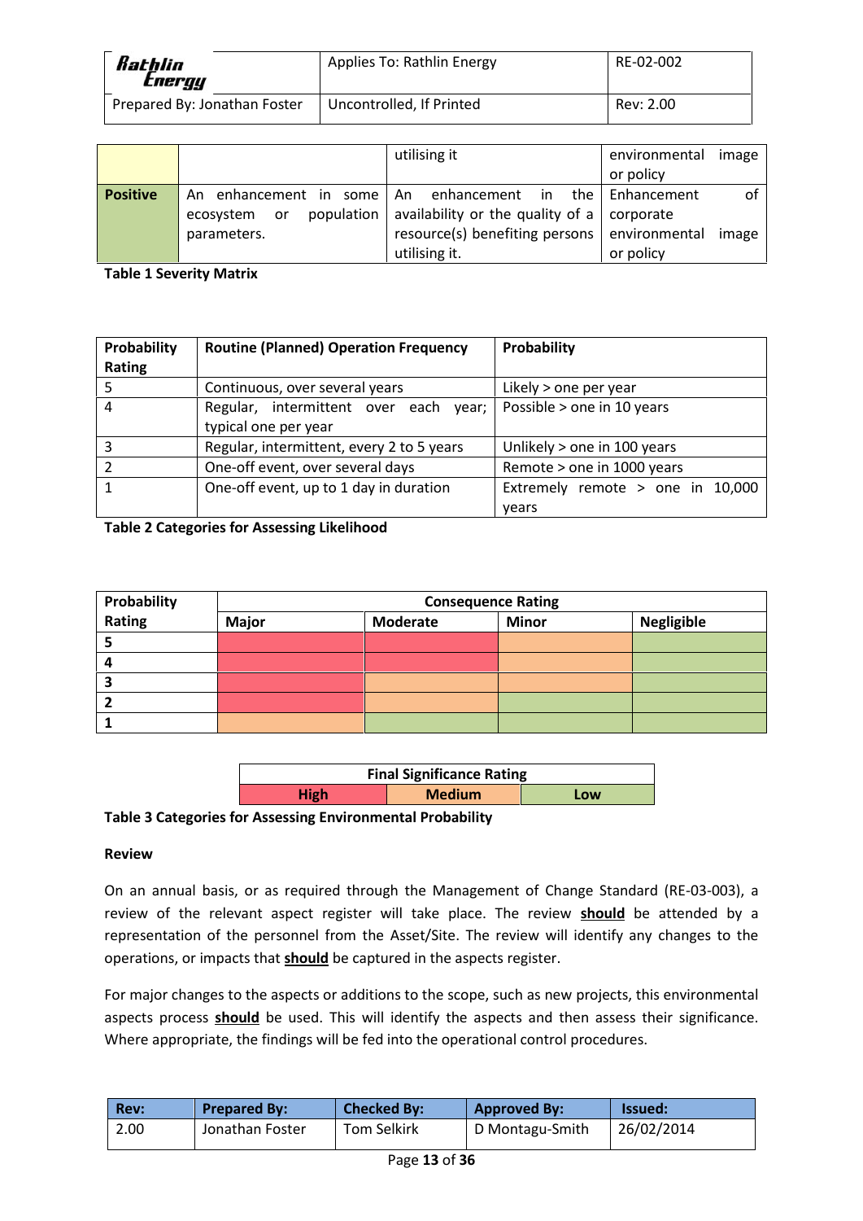|  |  | utilising it | environmental image or policy |
|---|---|---|---|
| **Positive** | An enhancement in some ecosystem or population parameters. | An enhancement in the availability or the quality of a resource(s) benefiting persons utilising it. | Enhancement of corporate environmental image or policy |

**Table 1 Severity Matrix**

| Probability Rating | Routine (Planned) Operation Frequency | Probability |
|---|---|---|
| 5 | Continuous, over several years | Likely > one per year |
| 4 | Regular, intermittent over each year; typical one per year | Possible > one in 10 years |
| 3 | Regular, intermittent, every 2 to 5 years | Unlikely > one in 100 years |
| 2 | One-off event, over several days | Remote > one in 1000 years |
| 1 | One-off event, up to 1 day in duration | Extremely remote > one in 10,000 years |

**Table 2 Categories for Assessing Likelihood**

| Probability Rating | Consequence Rating | | | |
|---|---|---|---|---|
| | **Major** | **Moderate** | **Minor** | **Negligible** |
| **5** | High | High | Medium | Low |
| **4** | High | High | Medium | Low |
| **3** | High | Medium | Medium | Low |
| **2** | High | Medium | Low | Low |
| **1** | Medium | Low | Low | Low |

| Final Significance Rating | | |
|---|---|---|
| **High** | **Medium** | **Low** |

**Table 3 Categories for Assessing Environmental Probability**

**Review**

On an annual basis, or as required through the Management of Change Standard (RE-03-003), a review of the relevant aspect register will take place. The review **should** be attended by a representation of the personnel from the Asset/Site. The review will identify any changes to the operations, or impacts that **should** be captured in the aspects register.

For major changes to the aspects or additions to the scope, such as new projects, this environmental aspects process **should** be used. This will identify the aspects and then assess their significance. Where appropriate, the findings will be fed into the operational control procedures.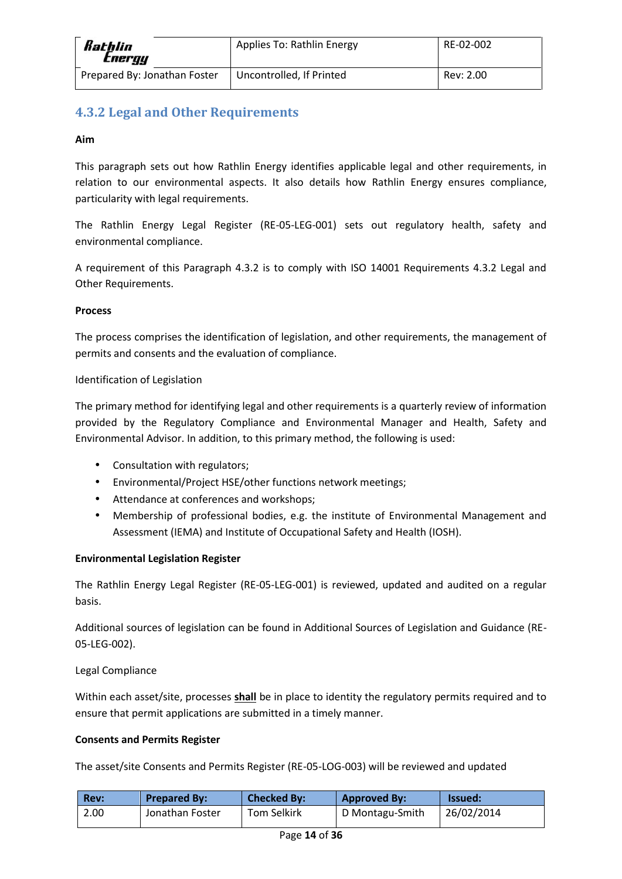## 4.3.2 Legal and Other Requirements

**Aim**

This paragraph sets out how Rathlin Energy identifies applicable legal and other requirements, in relation to our environmental aspects. It also details how Rathlin Energy ensures compliance, particularity with legal requirements.

The Rathlin Energy Legal Register (RE-05-LEG-001) sets out regulatory health, safety and environmental compliance.

A requirement of this Paragraph 4.3.2 is to comply with ISO 14001 Requirements 4.3.2 Legal and Other Requirements.

**Process**

The process comprises the identification of legislation, and other requirements, the management of permits and consents and the evaluation of compliance.

Identification of Legislation

The primary method for identifying legal and other requirements is a quarterly review of information provided by the Regulatory Compliance and Environmental Manager and Health, Safety and Environmental Advisor. In addition, to this primary method, the following is used:

- Consultation with regulators;
- Environmental/Project HSE/other functions network meetings;
- Attendance at conferences and workshops;
- Membership of professional bodies, e.g. the institute of Environmental Management and Assessment (IEMA) and Institute of Occupational Safety and Health (IOSH).

**Environmental Legislation Register**

The Rathlin Energy Legal Register (RE-05-LEG-001) is reviewed, updated and audited on a regular basis.

Additional sources of legislation can be found in Additional Sources of Legislation and Guidance (RE-05-LEG-002).

Legal Compliance

Within each asset/site, processes **shall** be in place to identity the regulatory permits required and to ensure that permit applications are submitted in a timely manner.

**Consents and Permits Register**

The asset/site Consents and Permits Register (RE-05-LOG-003) will be reviewed and updated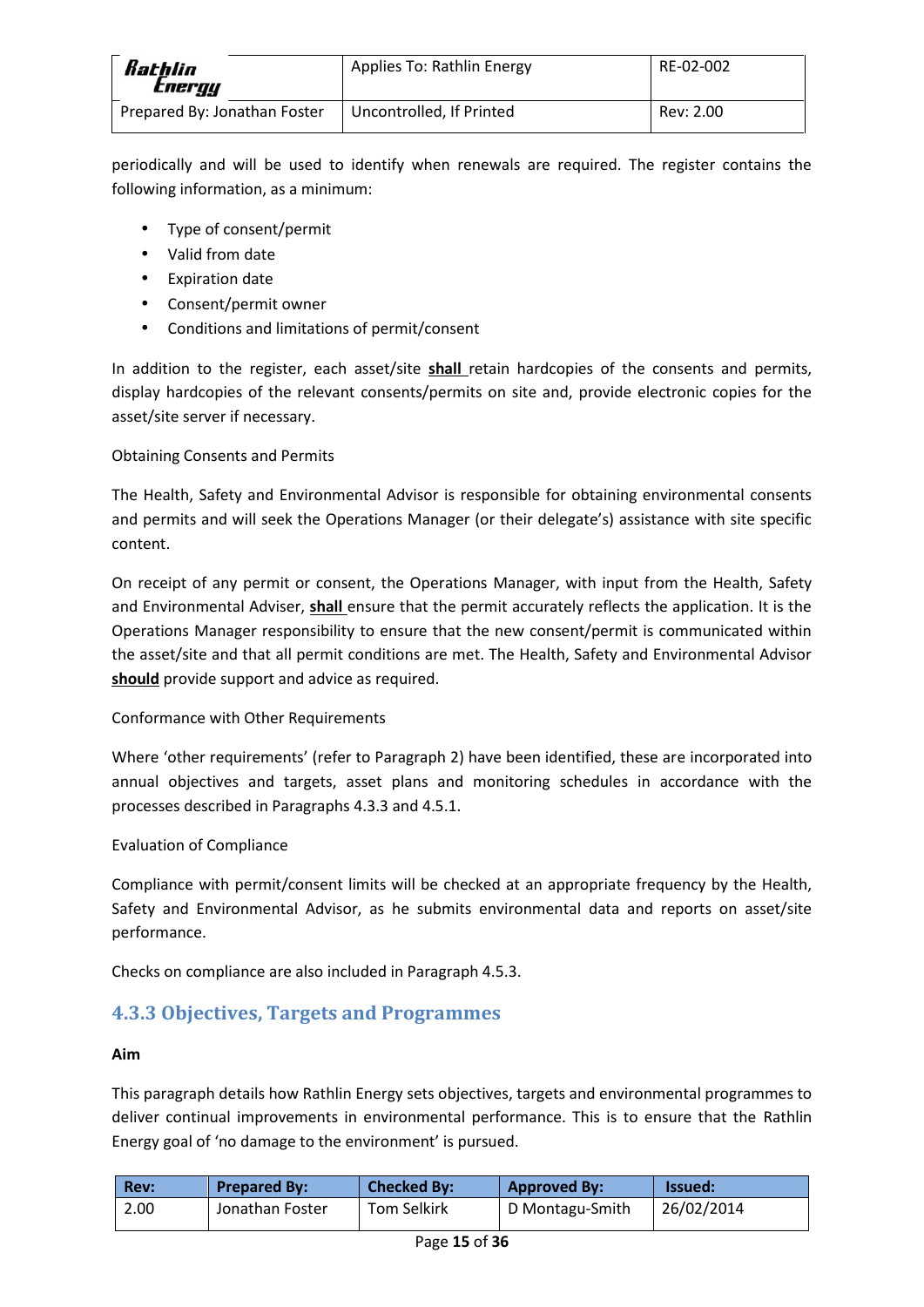periodically and will be used to identify when renewals are required. The register contains the following information, as a minimum:

- Type of consent/permit
- Valid from date
- Expiration date
- Consent/permit owner
- Conditions and limitations of permit/consent

In addition to the register, each asset/site **shall** retain hardcopies of the consents and permits, display hardcopies of the relevant consents/permits on site and, provide electronic copies for the asset/site server if necessary.

Obtaining Consents and Permits

The Health, Safety and Environmental Advisor is responsible for obtaining environmental consents and permits and will seek the Operations Manager (or their delegate's) assistance with site specific content.

On receipt of any permit or consent, the Operations Manager, with input from the Health, Safety and Environmental Adviser, **shall** ensure that the permit accurately reflects the application. It is the Operations Manager responsibility to ensure that the new consent/permit is communicated within the asset/site and that all permit conditions are met. The Health, Safety and Environmental Advisor **should** provide support and advice as required.

Conformance with Other Requirements

Where 'other requirements' (refer to Paragraph 2) have been identified, these are incorporated into annual objectives and targets, asset plans and monitoring schedules in accordance with the processes described in Paragraphs 4.3.3 and 4.5.1.

Evaluation of Compliance

Compliance with permit/consent limits will be checked at an appropriate frequency by the Health, Safety and Environmental Advisor, as he submits environmental data and reports on asset/site performance.

Checks on compliance are also included in Paragraph 4.5.3.

### 4.3.3 Objectives, Targets and Programmes

**Aim**

This paragraph details how Rathlin Energy sets objectives, targets and environmental programmes to deliver continual improvements in environmental performance. This is to ensure that the Rathlin Energy goal of 'no damage to the environment' is pursued.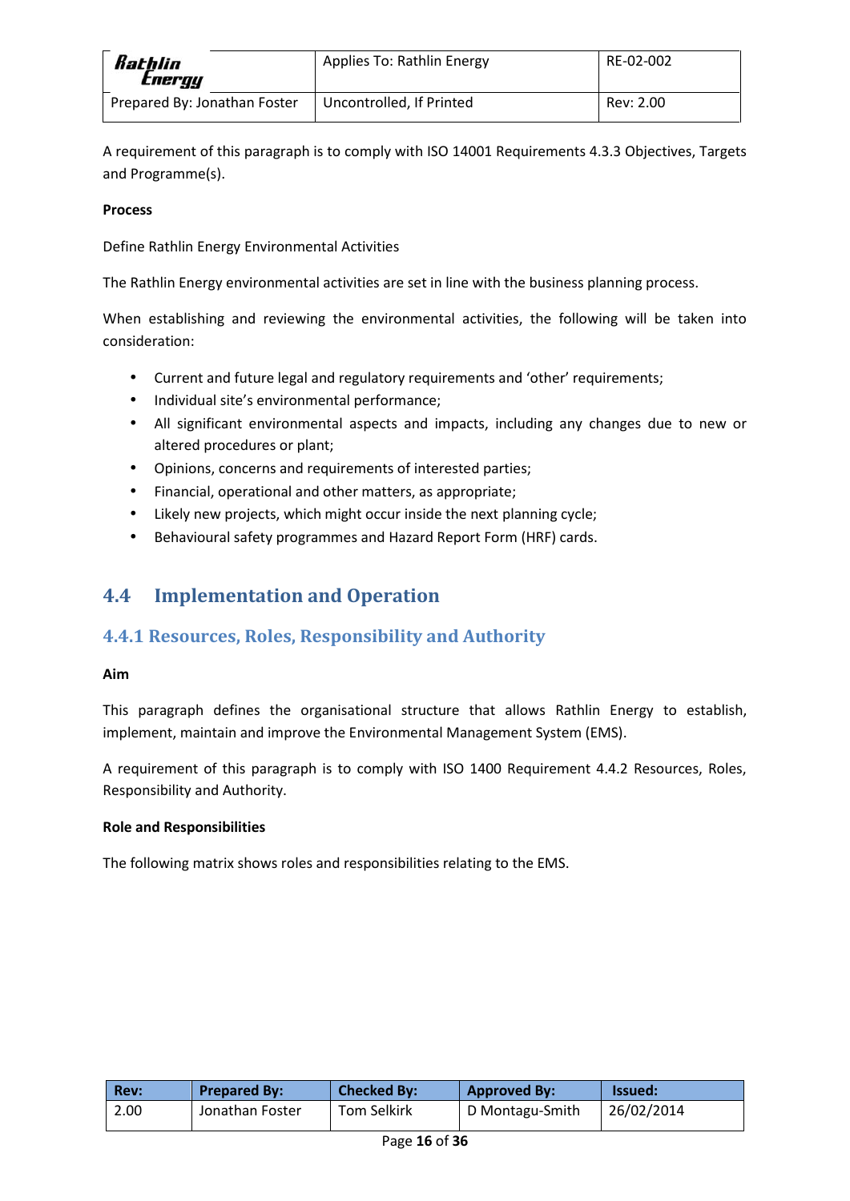A requirement of this paragraph is to comply with ISO 14001 Requirements 4.3.3 Objectives, Targets and Programme(s).

**Process**

Define Rathlin Energy Environmental Activities

The Rathlin Energy environmental activities are set in line with the business planning process.

When establishing and reviewing the environmental activities, the following will be taken into consideration:

- Current and future legal and regulatory requirements and 'other' requirements;
- Individual site's environmental performance;
- All significant environmental aspects and impacts, including any changes due to new or altered procedures or plant;
- Opinions, concerns and requirements of interested parties;
- Financial, operational and other matters, as appropriate;
- Likely new projects, which might occur inside the next planning cycle;
- Behavioural safety programmes and Hazard Report Form (HRF) cards.

## 4.4 Implementation and Operation

### 4.4.1 Resources, Roles, Responsibility and Authority

**Aim**

This paragraph defines the organisational structure that allows Rathlin Energy to establish, implement, maintain and improve the Environmental Management System (EMS).

A requirement of this paragraph is to comply with ISO 1400 Requirement 4.4.2 Resources, Roles, Responsibility and Authority.

**Role and Responsibilities**

The following matrix shows roles and responsibilities relating to the EMS.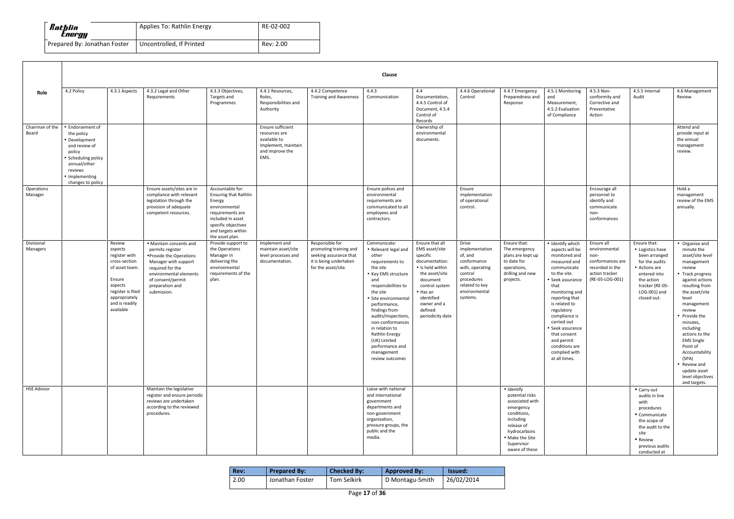| Role | Clause | | | | | | | | | | | | | |
|---|---|---|---|---|---|---|---|---|---|---|---|---|---|---|
| | 4.2 Policy | 4.3.1 Aspects | 4.3.2 Legal and Other Requirements | 4.3.3 Objectives, Targets and Programmes | 4.4.1 Resources, Roles, Responsibilities and Authority | 4.4.2 Competence Training and Awareness | 4.4.3 Communication | 4.4 Documentation, 4.4.5 Control of Document, 4.5.4 Control of Records | 4.4.6 Operational Control | 4.4.7 Emergency Preparedness and Response | 4.5.1 Monitoring and Measurement, 4.5.2 Evaluation of Compliance | 4.5.3 Non-conformity and Corrective and Preventative Action | 4.5.5 Internal Audit | 4.6 Management Review |
| Chairman of the Board | • Endorsement of the policy<br>• Development and review of policy<br>• Scheduling policy annual/other reviews<br>• Implementing changes to policy | | | | Ensure sufficient resources are available to implement, maintain and improve the EMS. | | | Ownership of environmental documents. | | | | | | Attend and provide input at the annual management review. |
| Operations Manager | | | Ensure assets/sites are in compliance with relevant legislation through the provision of adequate competent resources. | Accountable for: Ensuring that Rathlin Energy environmental requirements are included in asset specific objectives and targets within the asset plan. | | | Ensure polices and environmental requirements are communicated to all employees and contractors. | | Ensure implementation of operational control. | | | Encourage all personnel to identify and communicate non-conformances | | Hold a management review of the EMS annually. |
| Divisional Managers | | Review aspects register with cross-section of asset team. Ensure aspects register is filed appropriately and is readily available | • Maintain consents and permits register<br>• Provide the Operations Manager with support required for the environmental elements of consent/permit preparation and submission. | Provide support to the Operations Manager in delivering the environmental requirements of the plan. | Implement and maintain asset/site level processes and documentation. | Responsible for promoting training and seeking assurance that it is being undertaken for the asset/site. | Communicate:<br>• Relevant legal and other requirements to the site<br>• Key EMS structure and responsibilities to the site<br>• Site environmental performance, findings from audits/inspections, non-conformances in relation to Rathlin Energy (UK) Limited performance and management review outcomes | Ensure that all EMS asset/site specific documentation:<br>• Is held within the asset/site document control system<br>• Has an identified owner and a defined periodicity date | Drive implementation of, and conformance with, operating control procedures related to key environmental systems. | Ensure that: The emergency plans are kept up to date for operations, drilling and new projects. | • Identify which aspects will be monitored and measured and communicate to the site.<br>• Seek assurance that monitoring and reporting that is related to regulatory compliance is carried out<br>• Seek assurance that consent and permit conditions are complied with at all times. | Ensure all environmental non-conformances are recorded in the action tracker (RE-05-LOG-001) | Ensure that:<br>• Logistics have been arranged for the audits<br>• Actions are entered into the action tracker (RE-05-LOG-001) and closed out. | • Organise and minute the asset/site level management review<br>• Track progress against actions resulting from the asset/site level management review<br>• Provide the minutes, including actions to the EMS Single Point of Accountability (SPA)<br>• Review and update asset level objectives and targets. |
| HSE Advisor | | | Maintain the legislative register and ensure periodic reviews are undertaken according to the reviewed procedures. | | | | Liaise with national and international government departments and non-government organisation, pressure groups, the public and the media. | | | • Identify potential risks associated with emergency conditions, including release of hydrocarbons<br>• Make the Site Supervisor aware of these | | | • Carry out audits in line with procedures<br>• Communicate the scope of the audit to the site<br>• Review previous audits conducted at | |

| Rev: | Prepared By: | Checked By: | Approved By: | Issued: |
|---|---|---|---|---|
| 2.00 | Jonathan Foster | Tom Selkirk | D Montagu-Smith | 26/02/2014 |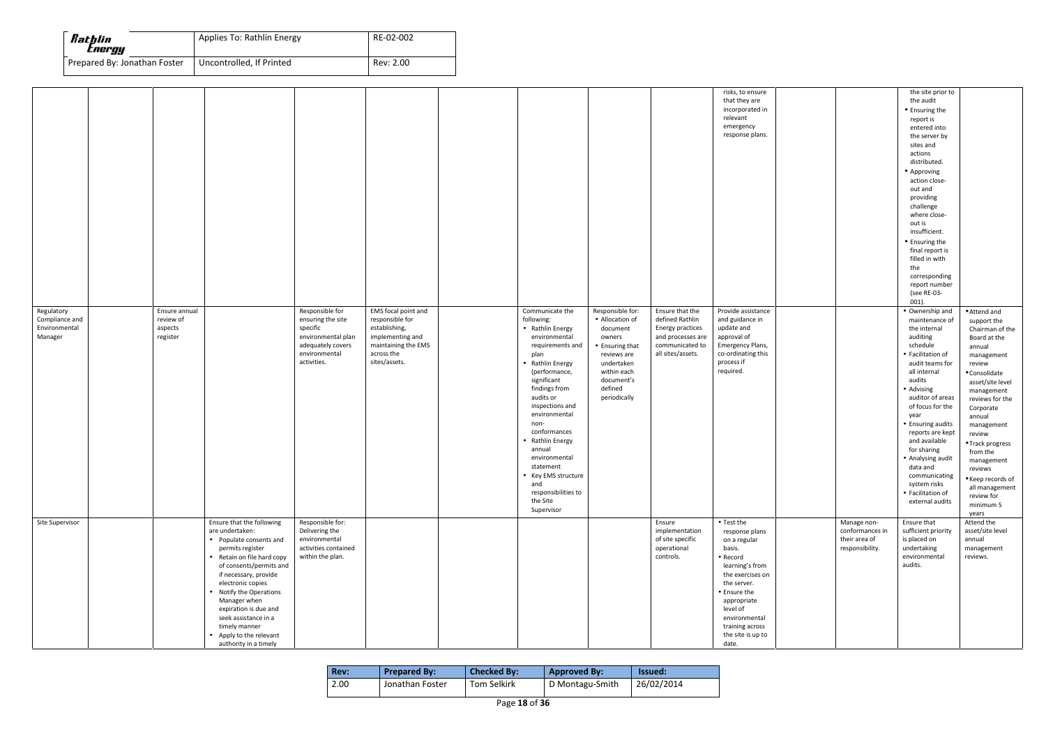| | | | | | | | | | | | | | | |
|---|---|---|---|---|---|---|---|---|---|---|---|---|---|---|
| | | | | | | | | | | risks, to ensure that they are incorporated in relevant emergency response plans. | | | the site prior to the audit<br>• Ensuring the report is entered into the server by sites and actions distributed.<br>• Approving action close-out and providing challenge where close-out is insufficient.<br>• Ensuring the final report is filled in with the corresponding report number (see RE-03-001). | |
| Regulatory Compliance and Environmental Manager | | Ensure annual review of aspects register | | Responsible for ensuring the site specific environmental plan adequately covers environmental activities. | EMS focal point and responsible for establishing, implementing and maintaining the EMS across the sites/assets. | | Communicate the following:<br>• Rathlin Energy environmental requirements and plan<br>• Rathlin Energy (performance, significant findings from audits or inspections and environmental non-conformances<br>• Rathlin Energy annual environmental statement<br>• Key EMS structure and responsibilities to the Site Supervisor | Responsible for:<br>• Allocation of document owners<br>• Ensuring that reviews are undertaken within each document's defined periodically | Ensure that the defined Rathlin Energy practices and processes are communicated to all sites/assets. | Provide assistance and guidance in update and approval of Emergency Plans, co-ordinating this process if required. | | | • Ownership and maintenance of the internal auditing schedule<br>• Facilitation of audit teams for all internal audits<br>• Advising auditor of areas of focus for the year<br>• Ensuring audits reports are kept and available for sharing<br>• Analysing audit data and communicating system risks<br>• Facilitation of external audits | • Attend and support the Chairman of the Board at the annual management review<br>• Consolidate asset/site level management reviews for the Corporate annual management review<br>• Track progress from the management reviews<br>• Keep records of all management review for minimum 5 years |
| Site Supervisor | | | Ensure that the following are undertaken:<br>• Populate consents and permits register<br>• Retain on file hard copy of consents/permits and if necessary, provide electronic copies<br>• Notify the Operations Manager when expiration is due and seek assistance in a timely manner<br>• Apply to the relevant authority in a timely | Responsible for: Delivering the environmental activities contained within the plan. | | | | | Ensure implementation of site specific operational controls. | • Test the response plans on a regular basis.<br>• Record learning's from the exercises on the server.<br>• Ensure the appropriate level of environmental training across the site is up to date. | | Manage non-conformances in their area of responsibility. | Ensure that sufficient priority is placed on undertaking environmental audits. | Attend the asset/site level annual management reviews. |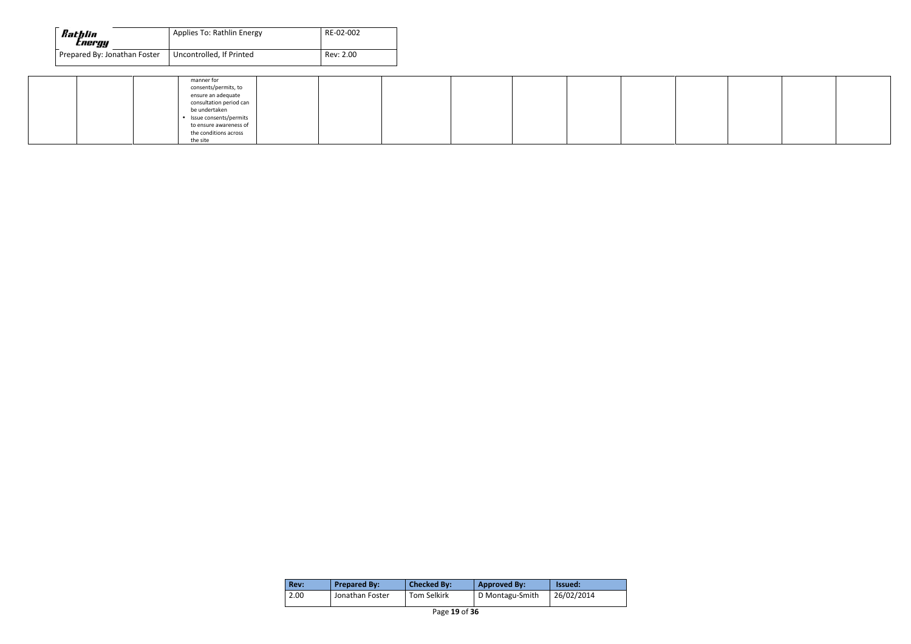| | | | | | | | | | | | | | | |
|---|---|---|---|---|---|---|---|---|---|---|---|---|---|---|
| | | | manner for consents/permits, to ensure an adequate consultation period can be undertaken<br>• Issue consents/permits to ensure awareness of the conditions across the site | | | | | | | | | | | |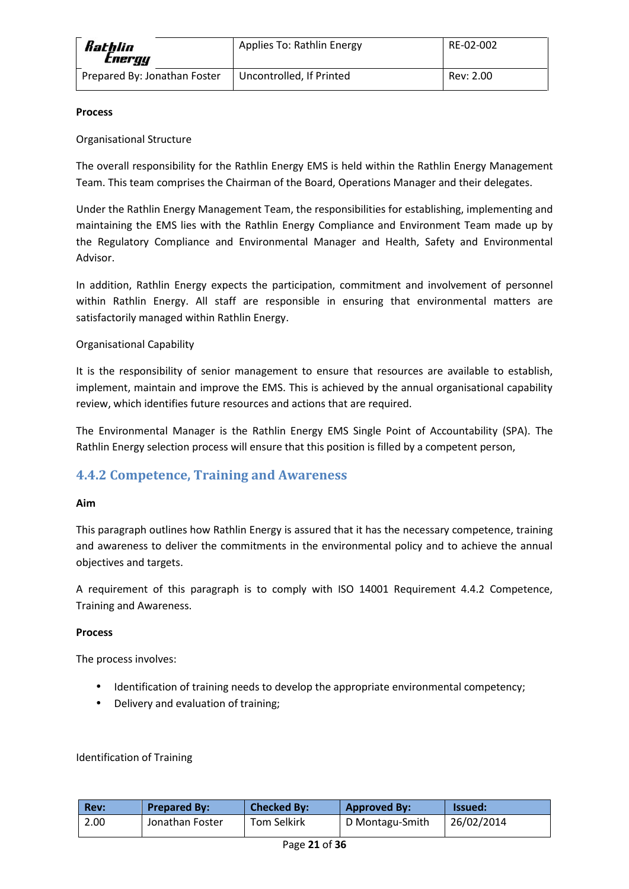**Process**

Organisational Structure

The overall responsibility for the Rathlin Energy EMS is held within the Rathlin Energy Management Team. This team comprises the Chairman of the Board, Operations Manager and their delegates.

Under the Rathlin Energy Management Team, the responsibilities for establishing, implementing and maintaining the EMS lies with the Rathlin Energy Compliance and Environment Team made up by the Regulatory Compliance and Environmental Manager and Health, Safety and Environmental Advisor.

In addition, Rathlin Energy expects the participation, commitment and involvement of personnel within Rathlin Energy. All staff are responsible in ensuring that environmental matters are satisfactorily managed within Rathlin Energy.

Organisational Capability

It is the responsibility of senior management to ensure that resources are available to establish, implement, maintain and improve the EMS. This is achieved by the annual organisational capability review, which identifies future resources and actions that are required.

The Environmental Manager is the Rathlin Energy EMS Single Point of Accountability (SPA). The Rathlin Energy selection process will ensure that this position is filled by a competent person,

## 4.4.2 Competence, Training and Awareness

**Aim**

This paragraph outlines how Rathlin Energy is assured that it has the necessary competence, training and awareness to deliver the commitments in the environmental policy and to achieve the annual objectives and targets.

A requirement of this paragraph is to comply with ISO 14001 Requirement 4.4.2 Competence, Training and Awareness.

**Process**

The process involves:

- Identification of training needs to develop the appropriate environmental competency;
- Delivery and evaluation of training;

Identification of Training

| Rev: | Prepared By: | Checked By: | Approved By: | Issued: |
|---|---|---|---|---|
| 2.00 | Jonathan Foster | Tom Selkirk | D Montagu-Smith | 26/02/2014 |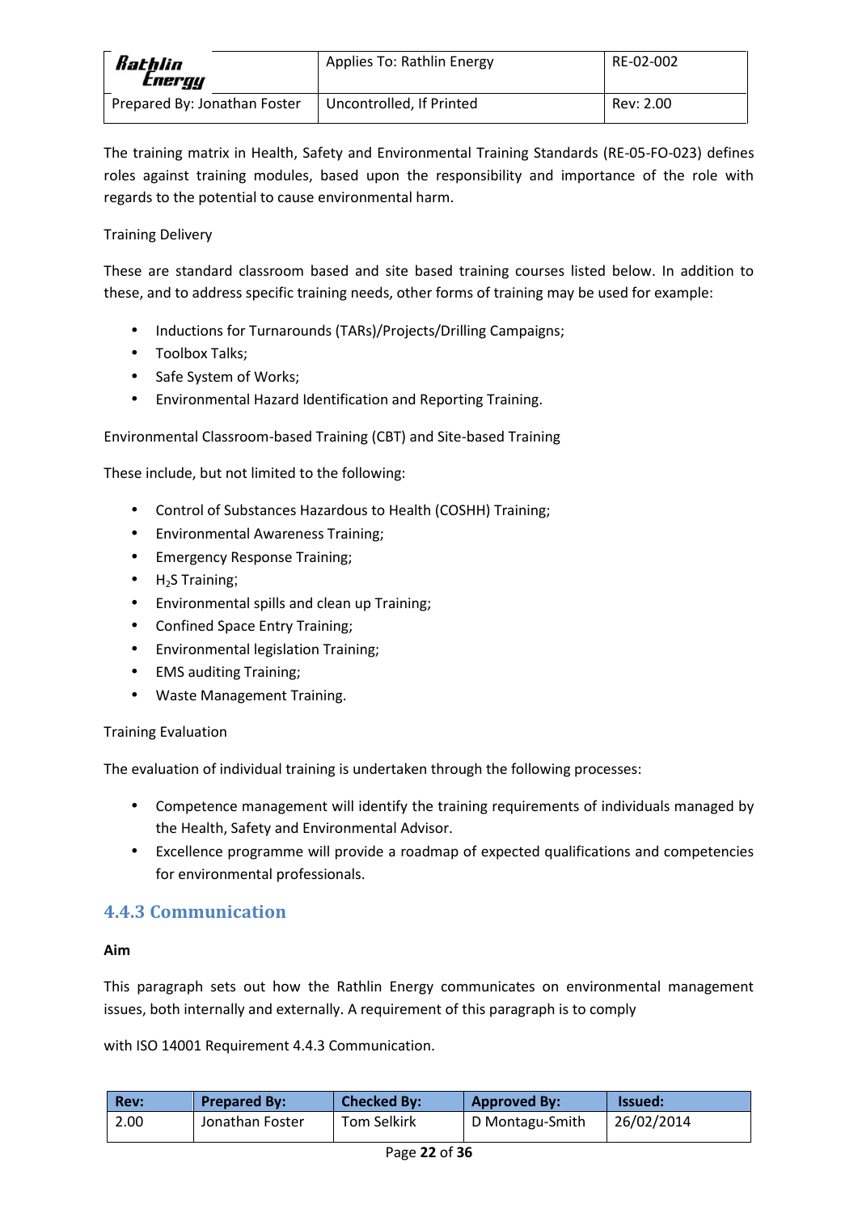The training matrix in Health, Safety and Environmental Training Standards (RE-05-FO-023) defines roles against training modules, based upon the responsibility and importance of the role with regards to the potential to cause environmental harm.

Training Delivery

These are standard classroom based and site based training courses listed below. In addition to these, and to address specific training needs, other forms of training may be used for example:

- Inductions for Turnarounds (TARs)/Projects/Drilling Campaigns;
- Toolbox Talks;
- Safe System of Works;
- Environmental Hazard Identification and Reporting Training.

Environmental Classroom-based Training (CBT) and Site-based Training

These include, but not limited to the following:

- Control of Substances Hazardous to Health (COSHH) Training;
- Environmental Awareness Training;
- Emergency Response Training;
- $H_2S$ Training;
- Environmental spills and clean up Training;
- Confined Space Entry Training;
- Environmental legislation Training;
- EMS auditing Training;
- Waste Management Training.

Training Evaluation

The evaluation of individual training is undertaken through the following processes:

- Competence management will identify the training requirements of individuals managed by the Health, Safety and Environmental Advisor.
- Excellence programme will provide a roadmap of expected qualifications and competencies for environmental professionals.

### 4.4.3 Communication

**Aim**

This paragraph sets out how the Rathlin Energy communicates on environmental management issues, both internally and externally. A requirement of this paragraph is to comply

with ISO 14001 Requirement 4.4.3 Communication.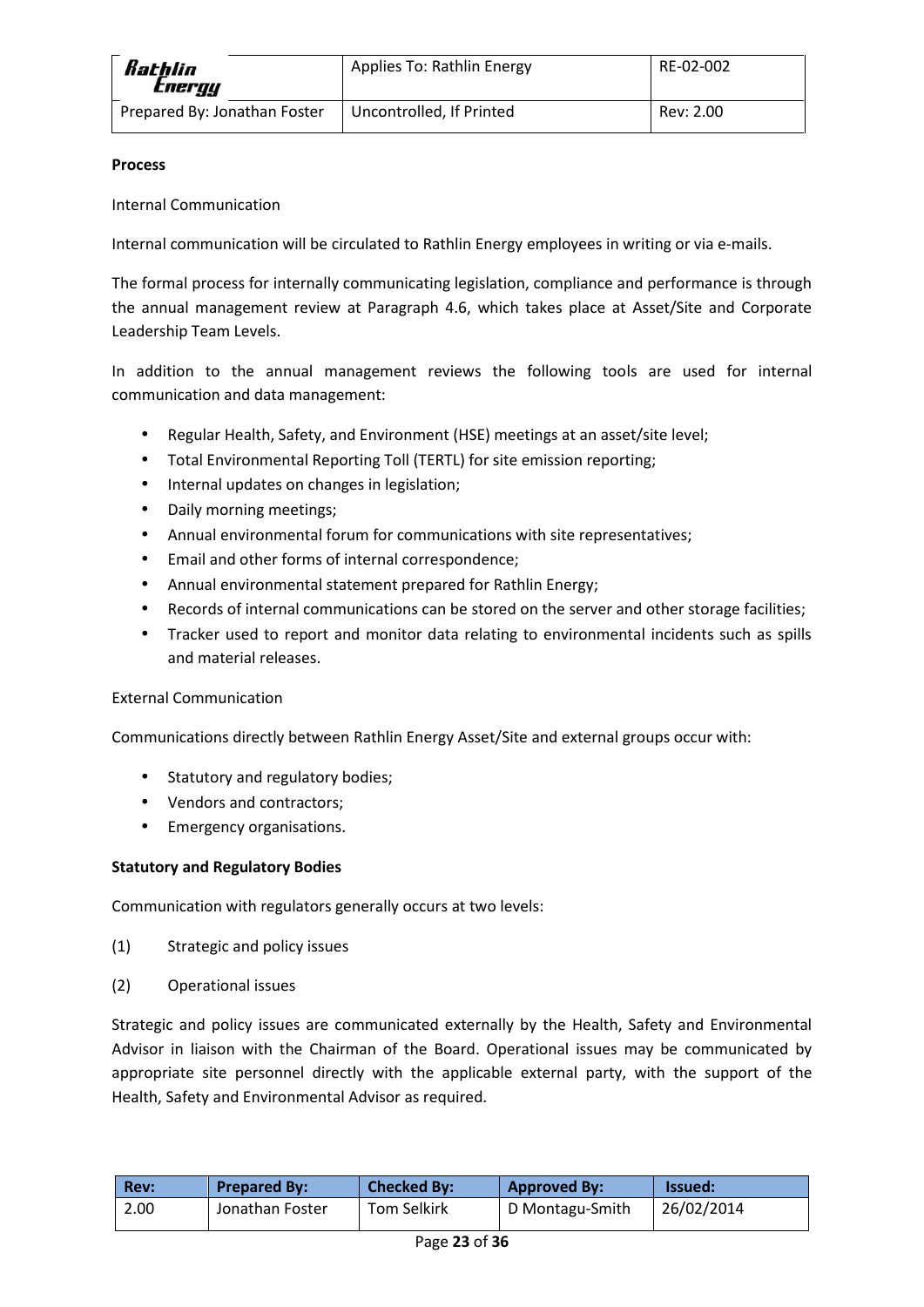**Process**

Internal Communication

Internal communication will be circulated to Rathlin Energy employees in writing or via e-mails.

The formal process for internally communicating legislation, compliance and performance is through the annual management review at Paragraph 4.6, which takes place at Asset/Site and Corporate Leadership Team Levels.

In addition to the annual management reviews the following tools are used for internal communication and data management:

- Regular Health, Safety, and Environment (HSE) meetings at an asset/site level;
- Total Environmental Reporting Toll (TERTL) for site emission reporting;
- Internal updates on changes in legislation;
- Daily morning meetings;
- Annual environmental forum for communications with site representatives;
- Email and other forms of internal correspondence;
- Annual environmental statement prepared for Rathlin Energy;
- Records of internal communications can be stored on the server and other storage facilities;
- Tracker used to report and monitor data relating to environmental incidents such as spills and material releases.

External Communication

Communications directly between Rathlin Energy Asset/Site and external groups occur with:

- Statutory and regulatory bodies;
- Vendors and contractors;
- Emergency organisations.

**Statutory and Regulatory Bodies**

Communication with regulators generally occurs at two levels:

(1) Strategic and policy issues

(2) Operational issues

Strategic and policy issues are communicated externally by the Health, Safety and Environmental Advisor in liaison with the Chairman of the Board. Operational issues may be communicated by appropriate site personnel directly with the applicable external party, with the support of the Health, Safety and Environmental Advisor as required.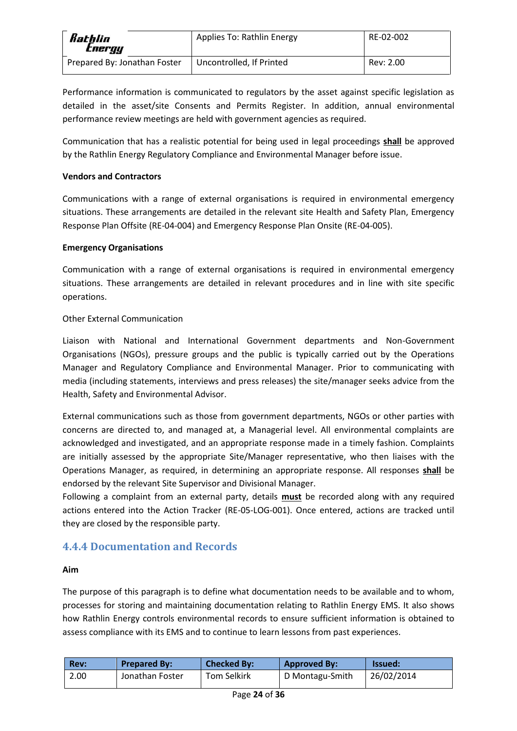Performance information is communicated to regulators by the asset against specific legislation as detailed in the asset/site Consents and Permits Register. In addition, annual environmental performance review meetings are held with government agencies as required.

Communication that has a realistic potential for being used in legal proceedings **shall** be approved by the Rathlin Energy Regulatory Compliance and Environmental Manager before issue.

**Vendors and Contractors**

Communications with a range of external organisations is required in environmental emergency situations. These arrangements are detailed in the relevant site Health and Safety Plan, Emergency Response Plan Offsite (RE-04-004) and Emergency Response Plan Onsite (RE-04-005).

**Emergency Organisations**

Communication with a range of external organisations is required in environmental emergency situations. These arrangements are detailed in relevant procedures and in line with site specific operations.

Other External Communication

Liaison with National and International Government departments and Non-Government Organisations (NGOs), pressure groups and the public is typically carried out by the Operations Manager and Regulatory Compliance and Environmental Manager. Prior to communicating with media (including statements, interviews and press releases) the site/manager seeks advice from the Health, Safety and Environmental Advisor.

External communications such as those from government departments, NGOs or other parties with concerns are directed to, and managed at, a Managerial level. All environmental complaints are acknowledged and investigated, and an appropriate response made in a timely fashion. Complaints are initially assessed by the appropriate Site/Manager representative, who then liaises with the Operations Manager, as required, in determining an appropriate response. All responses **shall** be endorsed by the relevant Site Supervisor and Divisional Manager.

Following a complaint from an external party, details **must** be recorded along with any required actions entered into the Action Tracker (RE-05-LOG-001). Once entered, actions are tracked until they are closed by the responsible party.

### 4.4.4 Documentation and Records

**Aim**

The purpose of this paragraph is to define what documentation needs to be available and to whom, processes for storing and maintaining documentation relating to Rathlin Energy EMS. It also shows how Rathlin Energy controls environmental records to ensure sufficient information is obtained to assess compliance with its EMS and to continue to learn lessons from past experiences.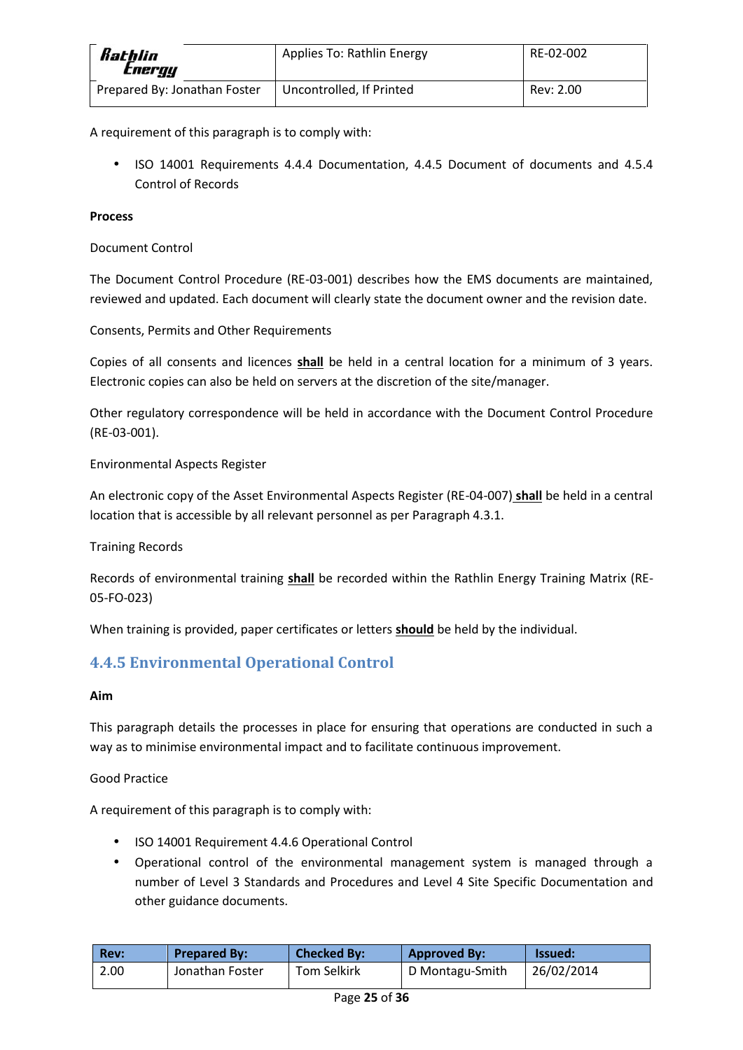A requirement of this paragraph is to comply with:

- ISO 14001 Requirements 4.4.4 Documentation, 4.4.5 Document of documents and 4.5.4 Control of Records

**Process**

Document Control

The Document Control Procedure (RE-03-001) describes how the EMS documents are maintained, reviewed and updated. Each document will clearly state the document owner and the revision date.

Consents, Permits and Other Requirements

Copies of all consents and licences **shall** be held in a central location for a minimum of 3 years. Electronic copies can also be held on servers at the discretion of the site/manager.

Other regulatory correspondence will be held in accordance with the Document Control Procedure (RE-03-001).

Environmental Aspects Register

An electronic copy of the Asset Environmental Aspects Register (RE-04-007) **shall** be held in a central location that is accessible by all relevant personnel as per Paragraph 4.3.1.

Training Records

Records of environmental training **shall** be recorded within the Rathlin Energy Training Matrix (RE-05-FO-023)

When training is provided, paper certificates or letters **should** be held by the individual.

### 4.4.5 Environmental Operational Control

**Aim**

This paragraph details the processes in place for ensuring that operations are conducted in such a way as to minimise environmental impact and to facilitate continuous improvement.

Good Practice

A requirement of this paragraph is to comply with:

- ISO 14001 Requirement 4.4.6 Operational Control
- Operational control of the environmental management system is managed through a number of Level 3 Standards and Procedures and Level 4 Site Specific Documentation and other guidance documents.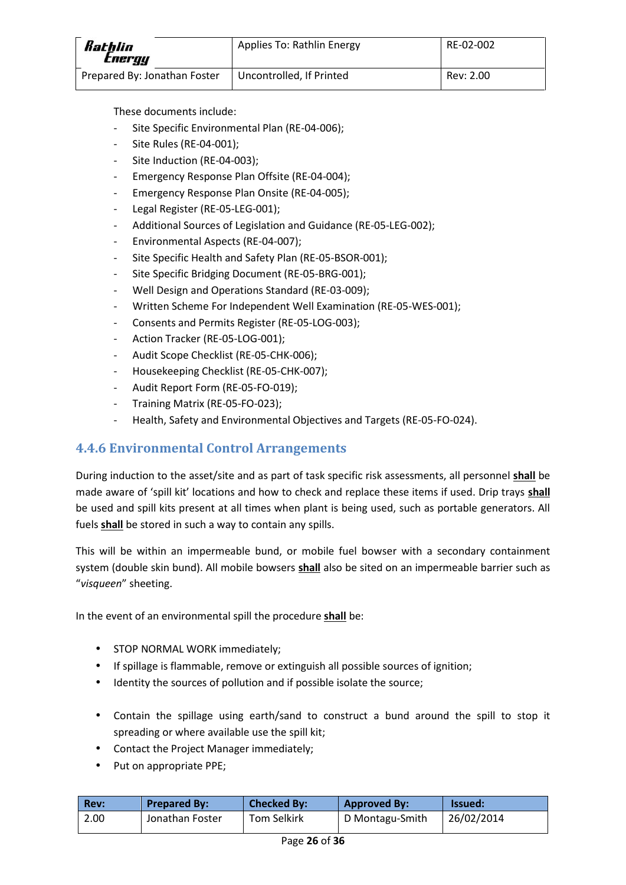These documents include:

- Site Specific Environmental Plan (RE-04-006);
- Site Rules (RE-04-001);
- Site Induction (RE-04-003);
- Emergency Response Plan Offsite (RE-04-004);
- Emergency Response Plan Onsite (RE-04-005);
- Legal Register (RE-05-LEG-001);
- Additional Sources of Legislation and Guidance (RE-05-LEG-002);
- Environmental Aspects (RE-04-007);
- Site Specific Health and Safety Plan (RE-05-BSOR-001);
- Site Specific Bridging Document (RE-05-BRG-001);
- Well Design and Operations Standard (RE-03-009);
- Written Scheme For Independent Well Examination (RE-05-WES-001);
- Consents and Permits Register (RE-05-LOG-003);
- Action Tracker (RE-05-LOG-001);
- Audit Scope Checklist (RE-05-CHK-006);
- Housekeeping Checklist (RE-05-CHK-007);
- Audit Report Form (RE-05-FO-019);
- Training Matrix (RE-05-FO-023);
- Health, Safety and Environmental Objectives and Targets (RE-05-FO-024).

### 4.4.6 Environmental Control Arrangements

During induction to the asset/site and as part of task specific risk assessments, all personnel **shall** be made aware of 'spill kit' locations and how to check and replace these items if used. Drip trays **shall** be used and spill kits present at all times when plant is being used, such as portable generators. All fuels **shall** be stored in such a way to contain any spills.

This will be within an impermeable bund, or mobile fuel bowser with a secondary containment system (double skin bund). All mobile bowsers **shall** also be sited on an impermeable barrier such as "*visqueen*" sheeting.

In the event of an environmental spill the procedure **shall** be:

- STOP NORMAL WORK immediately;
- If spillage is flammable, remove or extinguish all possible sources of ignition;
- Identity the sources of pollution and if possible isolate the source;
- Contain the spillage using earth/sand to construct a bund around the spill to stop it spreading or where available use the spill kit;
- Contact the Project Manager immediately;
- Put on appropriate PPE;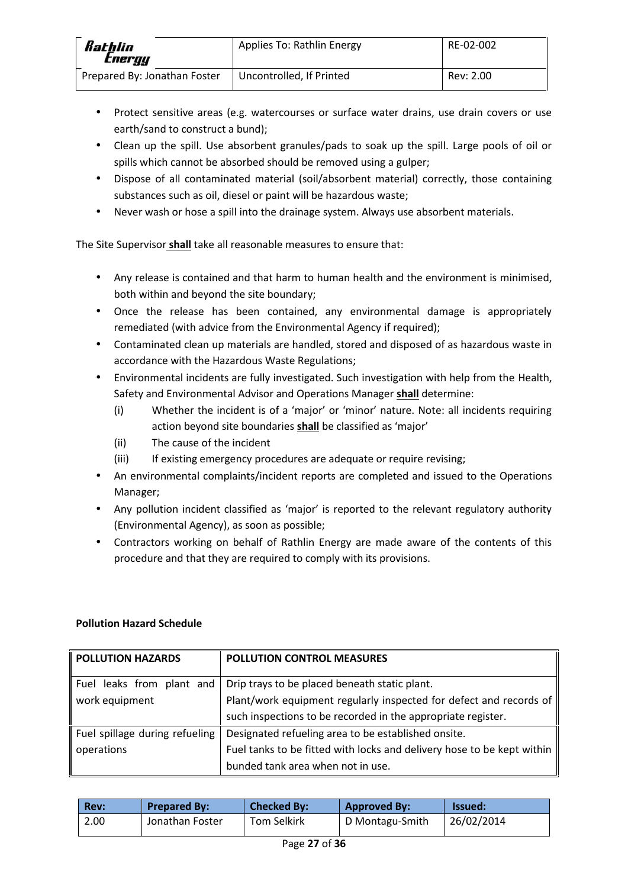- Protect sensitive areas (e.g. watercourses or surface water drains, use drain covers or use earth/sand to construct a bund);
- Clean up the spill. Use absorbent granules/pads to soak up the spill. Large pools of oil or spills which cannot be absorbed should be removed using a gulper;
- Dispose of all contaminated material (soil/absorbent material) correctly, those containing substances such as oil, diesel or paint will be hazardous waste;
- Never wash or hose a spill into the drainage system. Always use absorbent materials.

The Site Supervisor **shall** take all reasonable measures to ensure that:

- Any release is contained and that harm to human health and the environment is minimised, both within and beyond the site boundary;
- Once the release has been contained, any environmental damage is appropriately remediated (with advice from the Environmental Agency if required);
- Contaminated clean up materials are handled, stored and disposed of as hazardous waste in accordance with the Hazardous Waste Regulations;
- Environmental incidents are fully investigated. Such investigation with help from the Health, Safety and Environmental Advisor and Operations Manager **shall** determine:
  - (i) Whether the incident is of a 'major' or 'minor' nature. Note: all incidents requiring action beyond site boundaries **shall** be classified as 'major'
  - (ii) The cause of the incident
  - (iii) If existing emergency procedures are adequate or require revising;
- An environmental complaints/incident reports are completed and issued to the Operations Manager;
- Any pollution incident classified as 'major' is reported to the relevant regulatory authority (Environmental Agency), as soon as possible;
- Contractors working on behalf of Rathlin Energy are made aware of the contents of this procedure and that they are required to comply with its provisions.

**Pollution Hazard Schedule**

| POLLUTION HAZARDS | POLLUTION CONTROL MEASURES |
|---|---|
| Fuel leaks from plant and work equipment | Drip trays to be placed beneath static plant. Plant/work equipment regularly inspected for defect and records of such inspections to be recorded in the appropriate register. |
| Fuel spillage during refueling operations | Designated refueling area to be established onsite. Fuel tanks to be fitted with locks and delivery hose to be kept within bunded tank area when not in use. |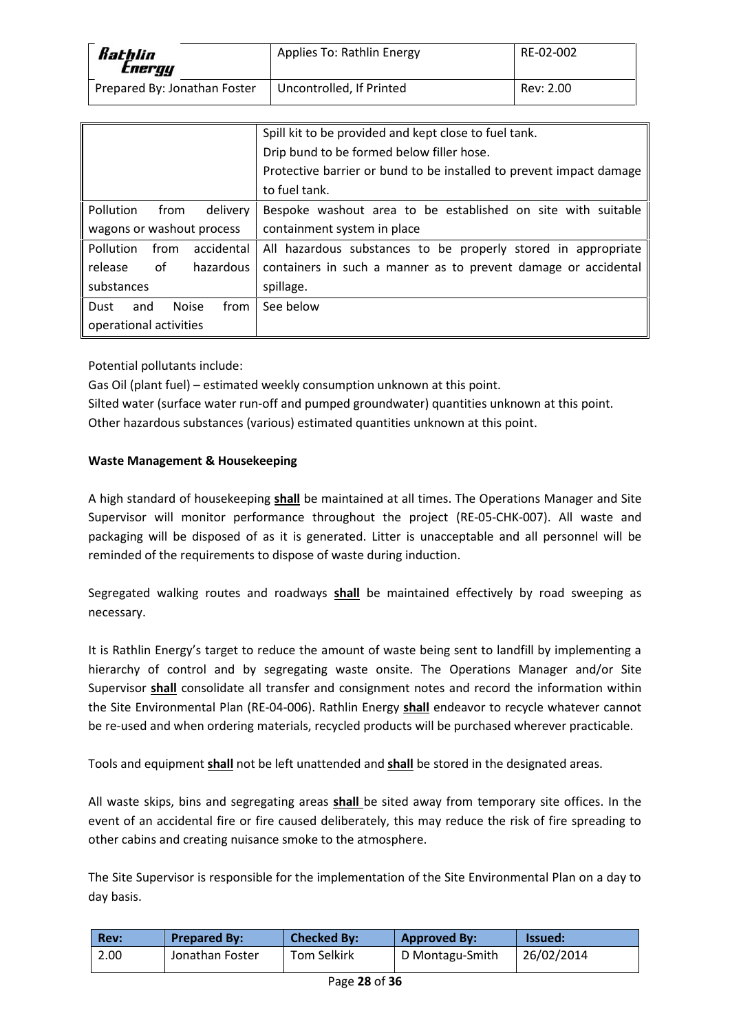| | |
|---|---|
| | Spill kit to be provided and kept close to fuel tank.<br>Drip bund to be formed below filler hose.<br>Protective barrier or bund to be installed to prevent impact damage to fuel tank. |
| Pollution from delivery wagons or washout process | Bespoke washout area to be established on site with suitable containment system in place |
| Pollution from accidental release of hazardous substances | All hazardous substances to be properly stored in appropriate containers in such a manner as to prevent damage or accidental spillage. |
| Dust and Noise from operational activities | See below |

Potential pollutants include:

Gas Oil (plant fuel) – estimated weekly consumption unknown at this point.

Silted water (surface water run-off and pumped groundwater) quantities unknown at this point.

Other hazardous substances (various) estimated quantities unknown at this point.

**Waste Management & Housekeeping**

A high standard of housekeeping **shall** be maintained at all times. The Operations Manager and Site Supervisor will monitor performance throughout the project (RE-05-CHK-007). All waste and packaging will be disposed of as it is generated. Litter is unacceptable and all personnel will be reminded of the requirements to dispose of waste during induction.

Segregated walking routes and roadways **shall** be maintained effectively by road sweeping as necessary.

It is Rathlin Energy's target to reduce the amount of waste being sent to landfill by implementing a hierarchy of control and by segregating waste onsite. The Operations Manager and/or Site Supervisor **shall** consolidate all transfer and consignment notes and record the information within the Site Environmental Plan (RE-04-006). Rathlin Energy **shall** endeavor to recycle whatever cannot be re-used and when ordering materials, recycled products will be purchased wherever practicable.

Tools and equipment **shall** not be left unattended and **shall** be stored in the designated areas.

All waste skips, bins and segregating areas **shall** be sited away from temporary site offices. In the event of an accidental fire or fire caused deliberately, this may reduce the risk of fire spreading to other cabins and creating nuisance smoke to the atmosphere.

The Site Supervisor is responsible for the implementation of the Site Environmental Plan on a day to day basis.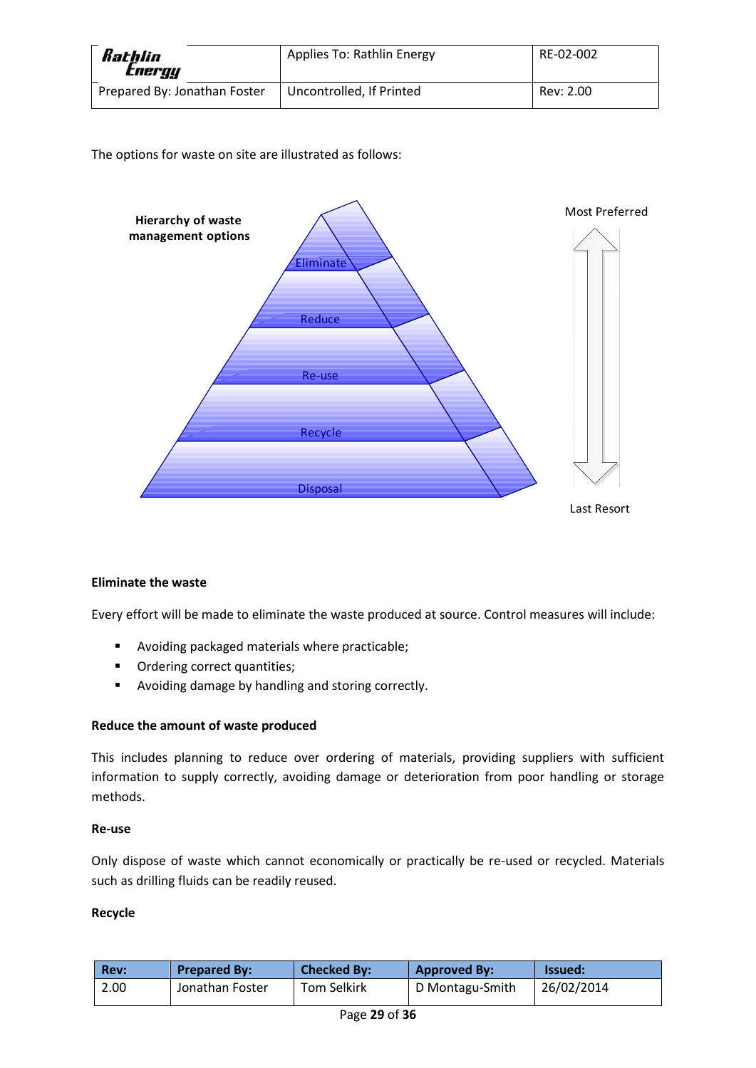The options for waste on site are illustrated as follows:

**Hierarchy of waste management options**

Most Preferred

- Eliminate
- Reduce
- Re-use
- Recycle
- Disposal

Last Resort

**Eliminate the waste**

Every effort will be made to eliminate the waste produced at source. Control measures will include:

- Avoiding packaged materials where practicable;
- Ordering correct quantities;
- Avoiding damage by handling and storing correctly.

**Reduce the amount of waste produced**

This includes planning to reduce over ordering of materials, providing suppliers with sufficient information to supply correctly, avoiding damage or deterioration from poor handling or storage methods.

**Re-use**

Only dispose of waste which cannot economically or practically be re-used or recycled. Materials such as drilling fluids can be readily reused.

**Recycle**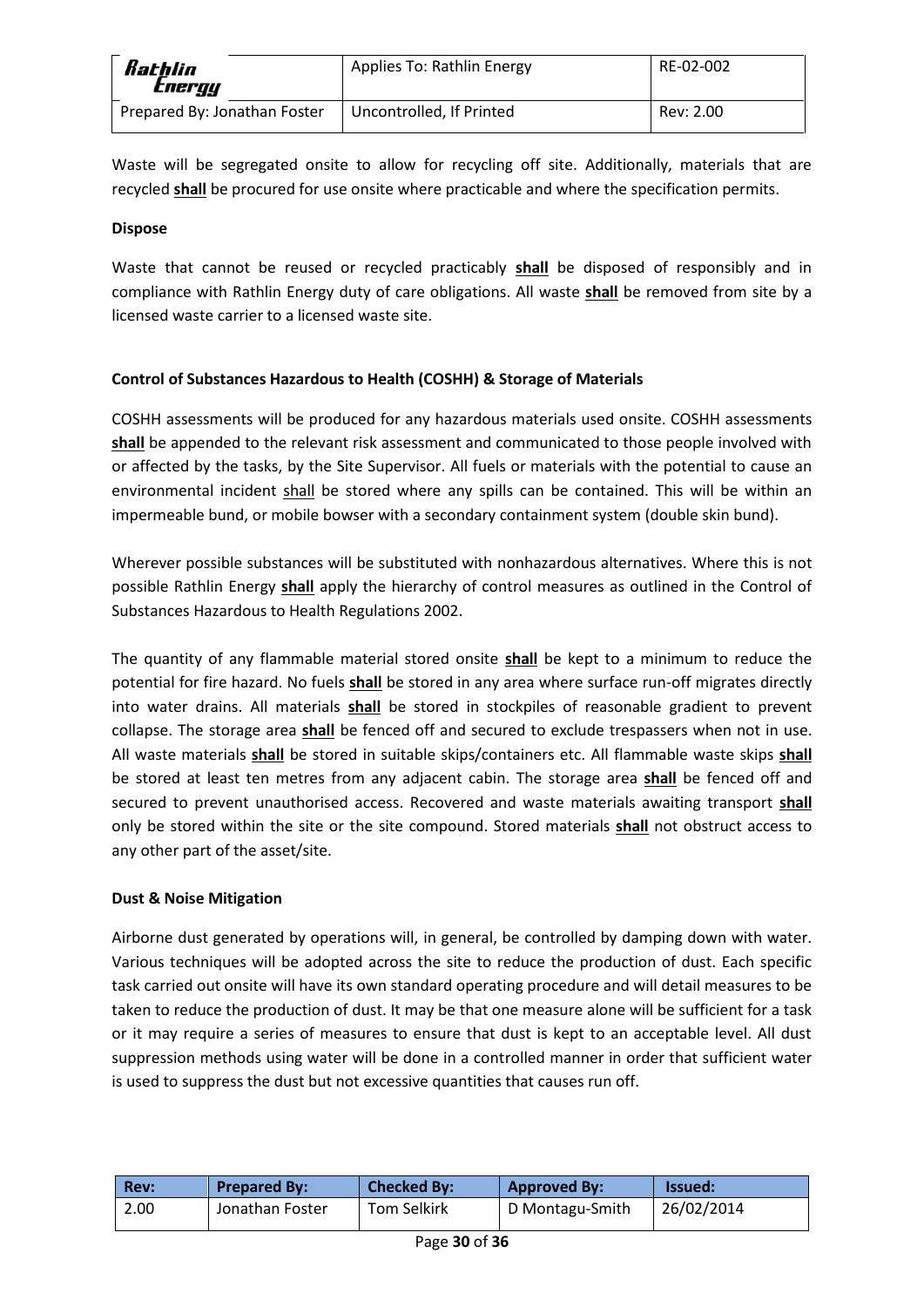Waste will be segregated onsite to allow for recycling off site. Additionally, materials that are recycled **shall** be procured for use onsite where practicable and where the specification permits.

**Dispose**

Waste that cannot be reused or recycled practicably **shall** be disposed of responsibly and in compliance with Rathlin Energy duty of care obligations. All waste **shall** be removed from site by a licensed waste carrier to a licensed waste site.

**Control of Substances Hazardous to Health (COSHH) & Storage of Materials**

COSHH assessments will be produced for any hazardous materials used onsite. COSHH assessments **shall** be appended to the relevant risk assessment and communicated to those people involved with or affected by the tasks, by the Site Supervisor. All fuels or materials with the potential to cause an environmental incident shall be stored where any spills can be contained. This will be within an impermeable bund, or mobile bowser with a secondary containment system (double skin bund).

Wherever possible substances will be substituted with nonhazardous alternatives. Where this is not possible Rathlin Energy **shall** apply the hierarchy of control measures as outlined in the Control of Substances Hazardous to Health Regulations 2002.

The quantity of any flammable material stored onsite **shall** be kept to a minimum to reduce the potential for fire hazard. No fuels **shall** be stored in any area where surface run-off migrates directly into water drains. All materials **shall** be stored in stockpiles of reasonable gradient to prevent collapse. The storage area **shall** be fenced off and secured to exclude trespassers when not in use. All waste materials **shall** be stored in suitable skips/containers etc. All flammable waste skips **shall** be stored at least ten metres from any adjacent cabin. The storage area **shall** be fenced off and secured to prevent unauthorised access. Recovered and waste materials awaiting transport **shall** only be stored within the site or the site compound. Stored materials **shall** not obstruct access to any other part of the asset/site.

**Dust & Noise Mitigation**

Airborne dust generated by operations will, in general, be controlled by damping down with water. Various techniques will be adopted across the site to reduce the production of dust. Each specific task carried out onsite will have its own standard operating procedure and will detail measures to be taken to reduce the production of dust. It may be that one measure alone will be sufficient for a task or it may require a series of measures to ensure that dust is kept to an acceptable level. All dust suppression methods using water will be done in a controlled manner in order that sufficient water is used to suppress the dust but not excessive quantities that causes run off.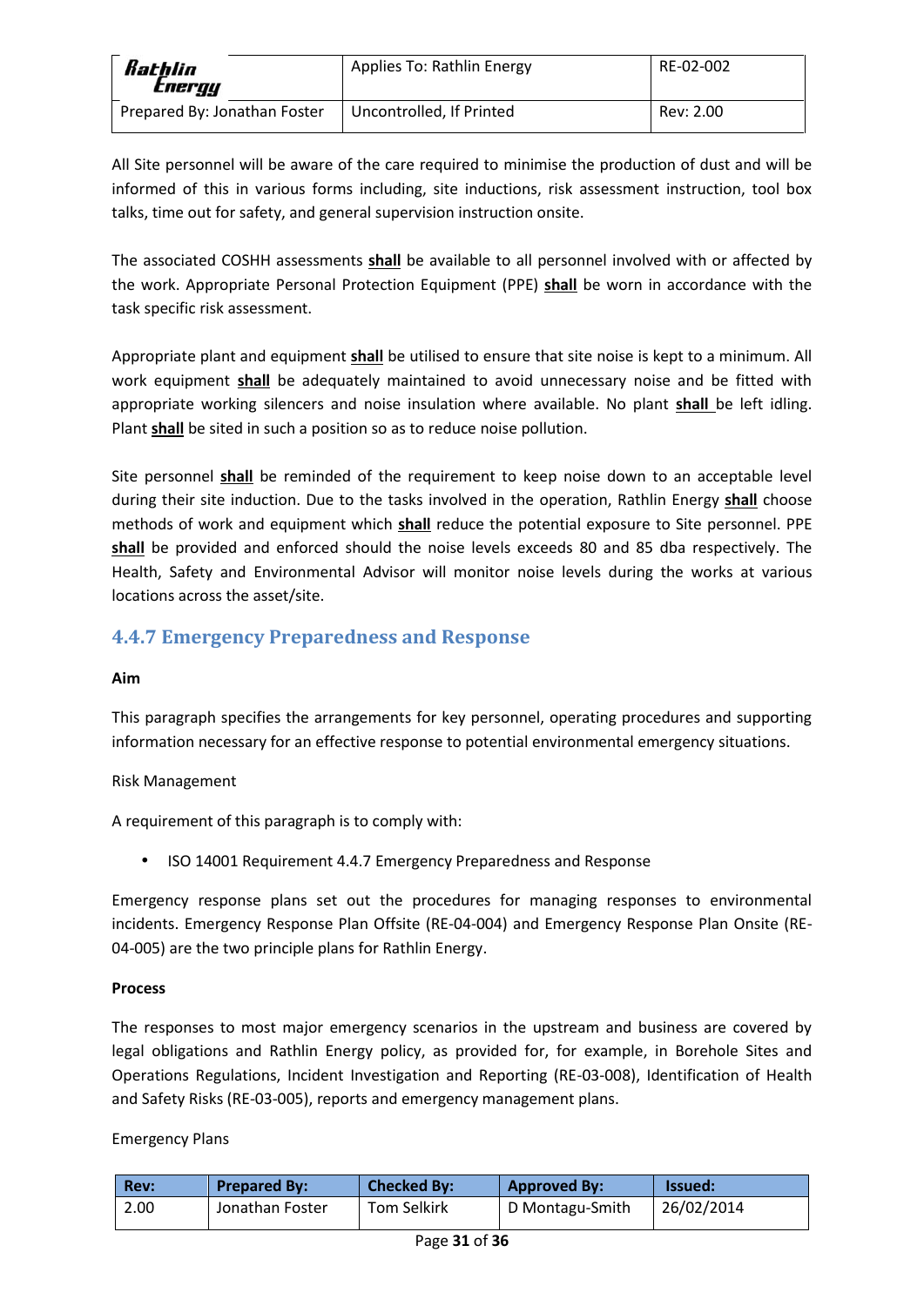All Site personnel will be aware of the care required to minimise the production of dust and will be informed of this in various forms including, site inductions, risk assessment instruction, tool box talks, time out for safety, and general supervision instruction onsite.

The associated COSHH assessments **shall** be available to all personnel involved with or affected by the work. Appropriate Personal Protection Equipment (PPE) **shall** be worn in accordance with the task specific risk assessment.

Appropriate plant and equipment **shall** be utilised to ensure that site noise is kept to a minimum. All work equipment **shall** be adequately maintained to avoid unnecessary noise and be fitted with appropriate working silencers and noise insulation where available. No plant **shall** be left idling. Plant **shall** be sited in such a position so as to reduce noise pollution.

Site personnel **shall** be reminded of the requirement to keep noise down to an acceptable level during their site induction. Due to the tasks involved in the operation, Rathlin Energy **shall** choose methods of work and equipment which **shall** reduce the potential exposure to Site personnel. PPE **shall** be provided and enforced should the noise levels exceeds 80 and 85 dba respectively. The Health, Safety and Environmental Advisor will monitor noise levels during the works at various locations across the asset/site.

### 4.4.7 Emergency Preparedness and Response

**Aim**

This paragraph specifies the arrangements for key personnel, operating procedures and supporting information necessary for an effective response to potential environmental emergency situations.

Risk Management

A requirement of this paragraph is to comply with:

- ISO 14001 Requirement 4.4.7 Emergency Preparedness and Response

Emergency response plans set out the procedures for managing responses to environmental incidents. Emergency Response Plan Offsite (RE-04-004) and Emergency Response Plan Onsite (RE-04-005) are the two principle plans for Rathlin Energy.

**Process**

The responses to most major emergency scenarios in the upstream and business are covered by legal obligations and Rathlin Energy policy, as provided for, for example, in Borehole Sites and Operations Regulations, Incident Investigation and Reporting (RE-03-008), Identification of Health and Safety Risks (RE-03-005), reports and emergency management plans.

Emergency Plans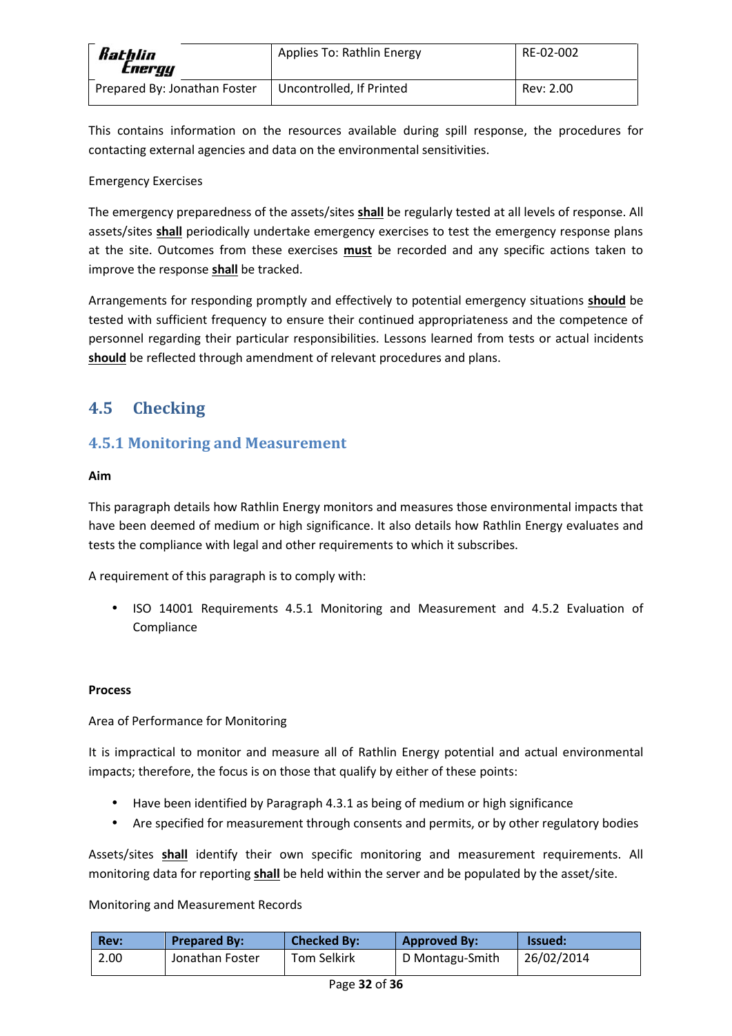This contains information on the resources available during spill response, the procedures for contacting external agencies and data on the environmental sensitivities.

Emergency Exercises

The emergency preparedness of the assets/sites **shall** be regularly tested at all levels of response. All assets/sites **shall** periodically undertake emergency exercises to test the emergency response plans at the site. Outcomes from these exercises **must** be recorded and any specific actions taken to improve the response **shall** be tracked.

Arrangements for responding promptly and effectively to potential emergency situations **should** be tested with sufficient frequency to ensure their continued appropriateness and the competence of personnel regarding their particular responsibilities. Lessons learned from tests or actual incidents **should** be reflected through amendment of relevant procedures and plans.

## 4.5 Checking

### 4.5.1 Monitoring and Measurement

**Aim**

This paragraph details how Rathlin Energy monitors and measures those environmental impacts that have been deemed of medium or high significance. It also details how Rathlin Energy evaluates and tests the compliance with legal and other requirements to which it subscribes.

A requirement of this paragraph is to comply with:

- ISO 14001 Requirements 4.5.1 Monitoring and Measurement and 4.5.2 Evaluation of Compliance

**Process**

Area of Performance for Monitoring

It is impractical to monitor and measure all of Rathlin Energy potential and actual environmental impacts; therefore, the focus is on those that qualify by either of these points:

- Have been identified by Paragraph 4.3.1 as being of medium or high significance
- Are specified for measurement through consents and permits, or by other regulatory bodies

Assets/sites **shall** identify their own specific monitoring and measurement requirements. All monitoring data for reporting **shall** be held within the server and be populated by the asset/site.

Monitoring and Measurement Records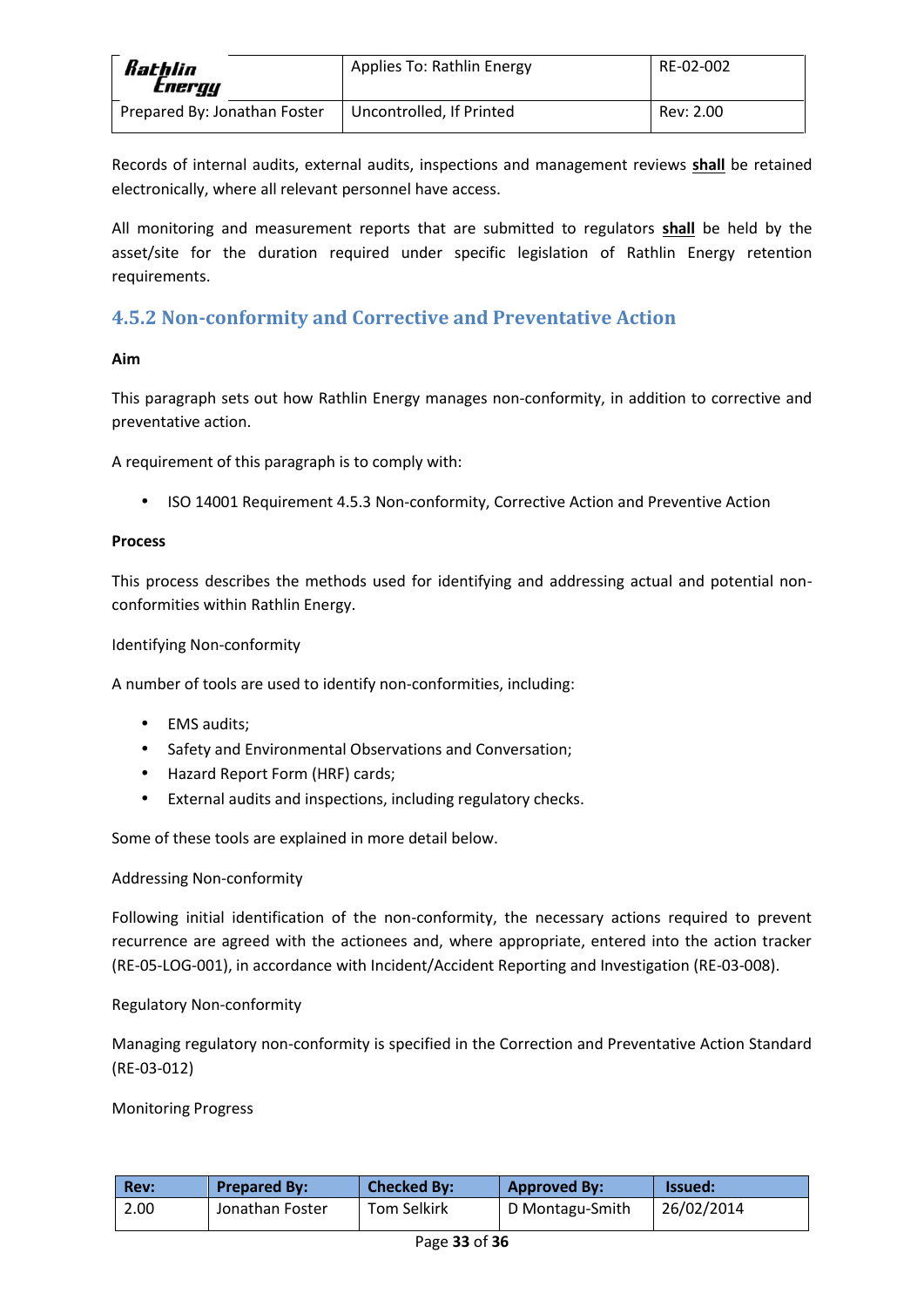Records of internal audits, external audits, inspections and management reviews **shall** be retained electronically, where all relevant personnel have access.

All monitoring and measurement reports that are submitted to regulators **shall** be held by the asset/site for the duration required under specific legislation of Rathlin Energy retention requirements.

### 4.5.2 Non-conformity and Corrective and Preventative Action

**Aim**

This paragraph sets out how Rathlin Energy manages non-conformity, in addition to corrective and preventative action.

A requirement of this paragraph is to comply with:

- ISO 14001 Requirement 4.5.3 Non-conformity, Corrective Action and Preventive Action

**Process**

This process describes the methods used for identifying and addressing actual and potential non-conformities within Rathlin Energy.

Identifying Non-conformity

A number of tools are used to identify non-conformities, including:

- EMS audits;
- Safety and Environmental Observations and Conversation;
- Hazard Report Form (HRF) cards;
- External audits and inspections, including regulatory checks.

Some of these tools are explained in more detail below.

Addressing Non-conformity

Following initial identification of the non-conformity, the necessary actions required to prevent recurrence are agreed with the actionees and, where appropriate, entered into the action tracker (RE-05-LOG-001), in accordance with Incident/Accident Reporting and Investigation (RE-03-008).

Regulatory Non-conformity

Managing regulatory non-conformity is specified in the Correction and Preventative Action Standard (RE-03-012)

Monitoring Progress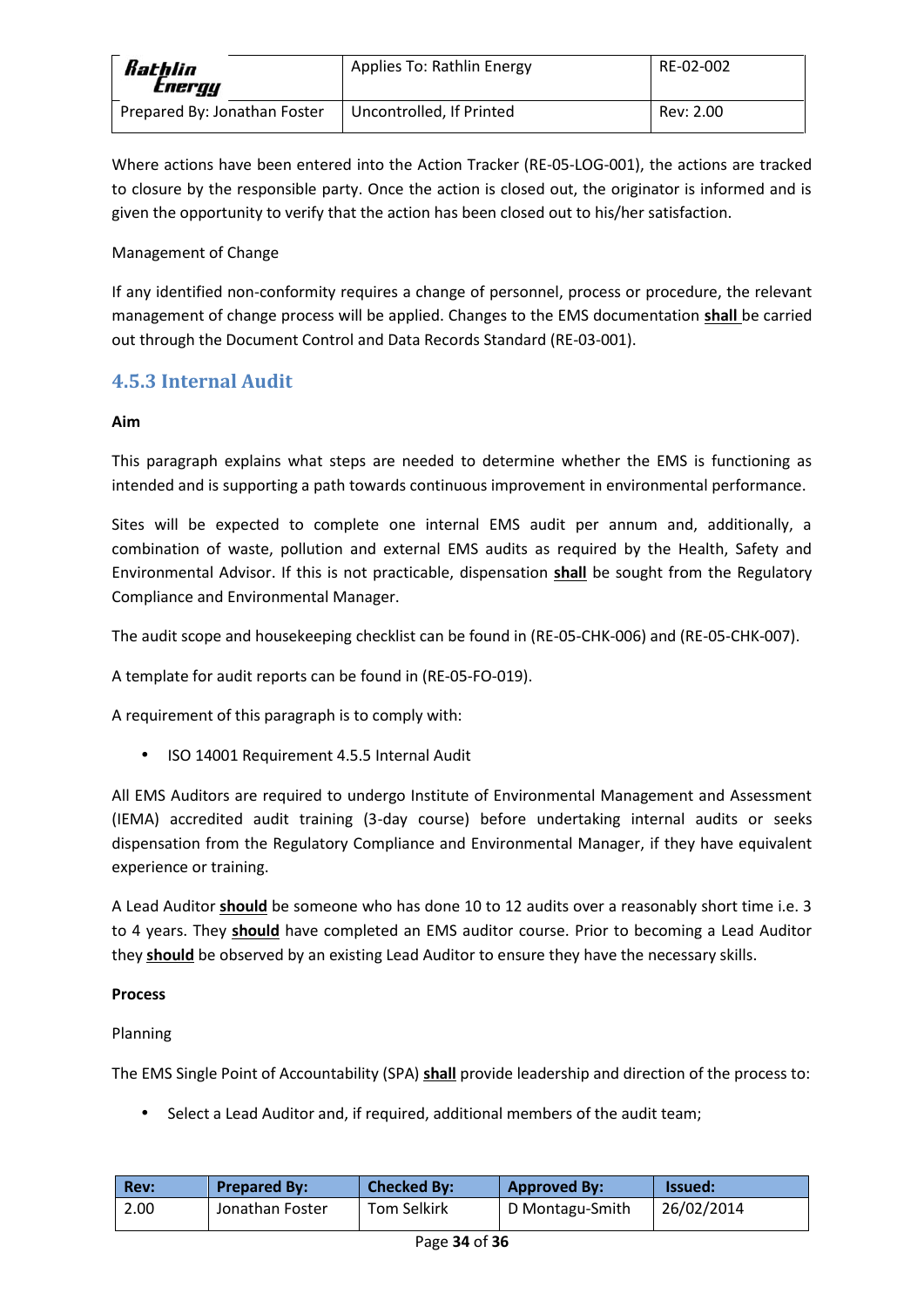Where actions have been entered into the Action Tracker (RE-05-LOG-001), the actions are tracked to closure by the responsible party. Once the action is closed out, the originator is informed and is given the opportunity to verify that the action has been closed out to his/her satisfaction.

Management of Change

If any identified non-conformity requires a change of personnel, process or procedure, the relevant management of change process will be applied. Changes to the EMS documentation **shall** be carried out through the Document Control and Data Records Standard (RE-03-001).

### 4.5.3 Internal Audit

**Aim**

This paragraph explains what steps are needed to determine whether the EMS is functioning as intended and is supporting a path towards continuous improvement in environmental performance.

Sites will be expected to complete one internal EMS audit per annum and, additionally, a combination of waste, pollution and external EMS audits as required by the Health, Safety and Environmental Advisor. If this is not practicable, dispensation **shall** be sought from the Regulatory Compliance and Environmental Manager.

The audit scope and housekeeping checklist can be found in (RE-05-CHK-006) and (RE-05-CHK-007).

A template for audit reports can be found in (RE-05-FO-019).

A requirement of this paragraph is to comply with:

- ISO 14001 Requirement 4.5.5 Internal Audit

All EMS Auditors are required to undergo Institute of Environmental Management and Assessment (IEMA) accredited audit training (3-day course) before undertaking internal audits or seeks dispensation from the Regulatory Compliance and Environmental Manager, if they have equivalent experience or training.

A Lead Auditor **should** be someone who has done 10 to 12 audits over a reasonably short time i.e. 3 to 4 years. They **should** have completed an EMS auditor course. Prior to becoming a Lead Auditor they **should** be observed by an existing Lead Auditor to ensure they have the necessary skills.

**Process**

Planning

The EMS Single Point of Accountability (SPA) **shall** provide leadership and direction of the process to:

- Select a Lead Auditor and, if required, additional members of the audit team;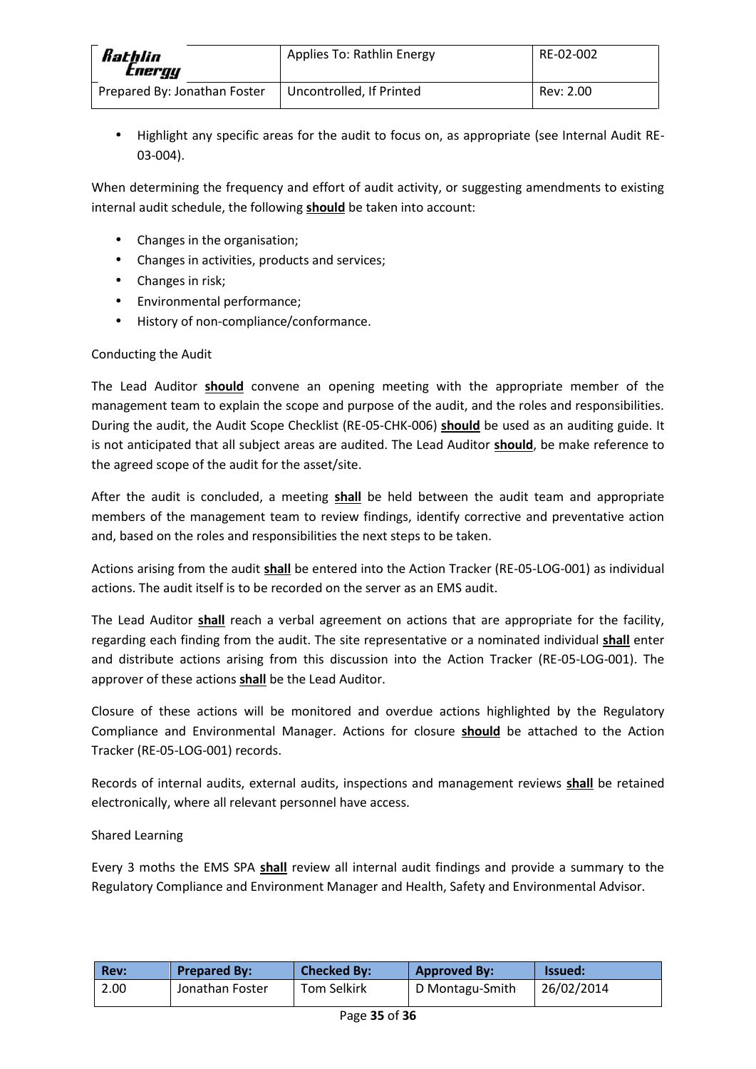- Highlight any specific areas for the audit to focus on, as appropriate (see Internal Audit RE-03-004).

When determining the frequency and effort of audit activity, or suggesting amendments to existing internal audit schedule, the following **should** be taken into account:

- Changes in the organisation;
- Changes in activities, products and services;
- Changes in risk;
- Environmental performance;
- History of non-compliance/conformance.

Conducting the Audit

The Lead Auditor **should** convene an opening meeting with the appropriate member of the management team to explain the scope and purpose of the audit, and the roles and responsibilities. During the audit, the Audit Scope Checklist (RE-05-CHK-006) **should** be used as an auditing guide. It is not anticipated that all subject areas are audited. The Lead Auditor **should**, be make reference to the agreed scope of the audit for the asset/site.

After the audit is concluded, a meeting **shall** be held between the audit team and appropriate members of the management team to review findings, identify corrective and preventative action and, based on the roles and responsibilities the next steps to be taken.

Actions arising from the audit **shall** be entered into the Action Tracker (RE-05-LOG-001) as individual actions. The audit itself is to be recorded on the server as an EMS audit.

The Lead Auditor **shall** reach a verbal agreement on actions that are appropriate for the facility, regarding each finding from the audit. The site representative or a nominated individual **shall** enter and distribute actions arising from this discussion into the Action Tracker (RE-05-LOG-001). The approver of these actions **shall** be the Lead Auditor.

Closure of these actions will be monitored and overdue actions highlighted by the Regulatory Compliance and Environmental Manager. Actions for closure **should** be attached to the Action Tracker (RE-05-LOG-001) records.

Records of internal audits, external audits, inspections and management reviews **shall** be retained electronically, where all relevant personnel have access.

Shared Learning

Every 3 moths the EMS SPA **shall** review all internal audit findings and provide a summary to the Regulatory Compliance and Environment Manager and Health, Safety and Environmental Advisor.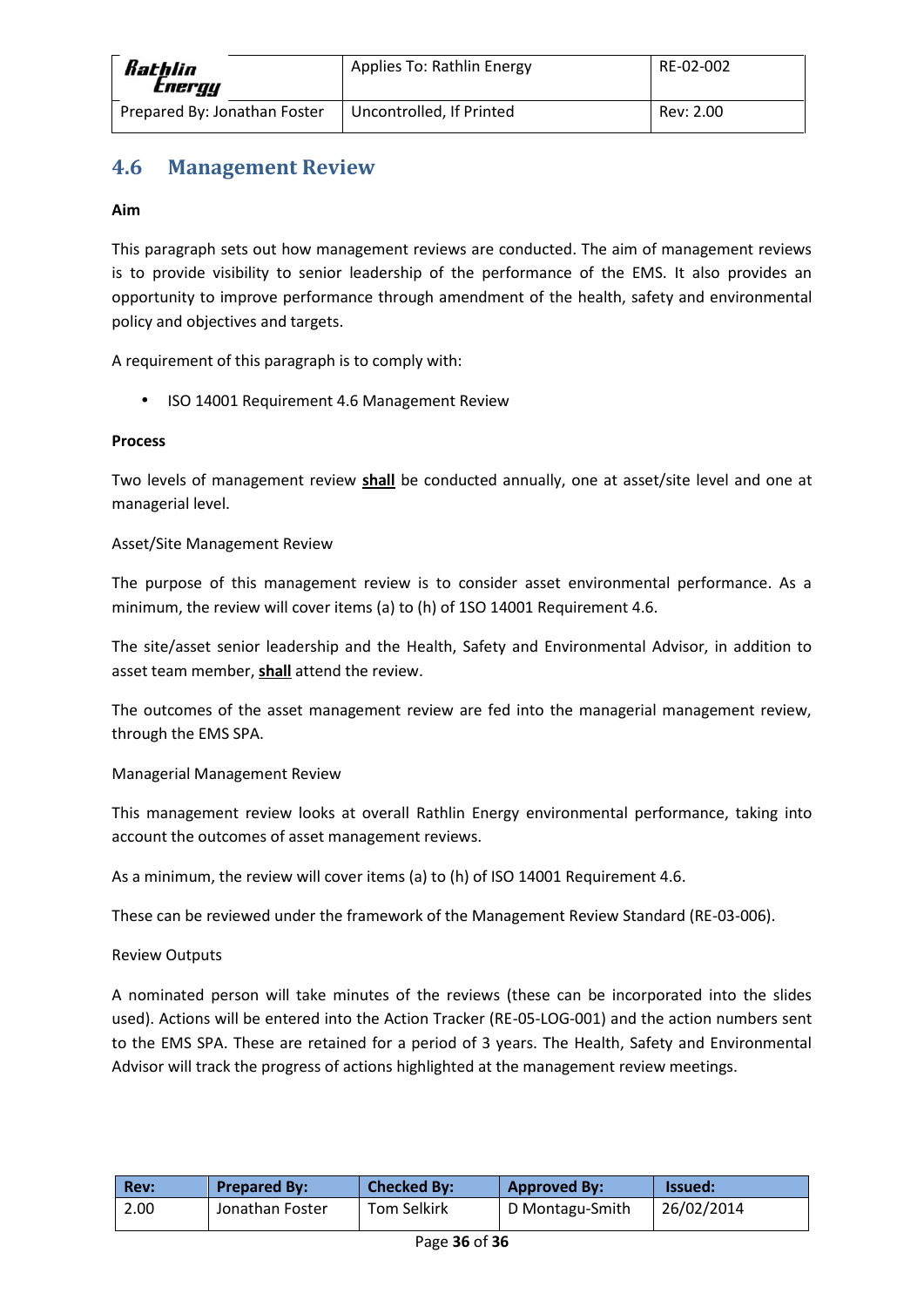## 4.6 Management Review

**Aim**

This paragraph sets out how management reviews are conducted. The aim of management reviews is to provide visibility to senior leadership of the performance of the EMS. It also provides an opportunity to improve performance through amendment of the health, safety and environmental policy and objectives and targets.

A requirement of this paragraph is to comply with:

- ISO 14001 Requirement 4.6 Management Review

**Process**

Two levels of management review **shall** be conducted annually, one at asset/site level and one at managerial level.

Asset/Site Management Review

The purpose of this management review is to consider asset environmental performance. As a minimum, the review will cover items (a) to (h) of 1SO 14001 Requirement 4.6.

The site/asset senior leadership and the Health, Safety and Environmental Advisor, in addition to asset team member, **shall** attend the review.

The outcomes of the asset management review are fed into the managerial management review, through the EMS SPA.

Managerial Management Review

This management review looks at overall Rathlin Energy environmental performance, taking into account the outcomes of asset management reviews.

As a minimum, the review will cover items (a) to (h) of ISO 14001 Requirement 4.6.

These can be reviewed under the framework of the Management Review Standard (RE-03-006).

Review Outputs

A nominated person will take minutes of the reviews (these can be incorporated into the slides used). Actions will be entered into the Action Tracker (RE-05-LOG-001) and the action numbers sent to the EMS SPA. These are retained for a period of 3 years. The Health, Safety and Environmental Advisor will track the progress of actions highlighted at the management review meetings.

| Rev: | Prepared By: | Checked By: | Approved By: | Issued: |
|---|---|---|---|---|
| 2.00 | Jonathan Foster | Tom Selkirk | D Montagu-Smith | 26/02/2014 |